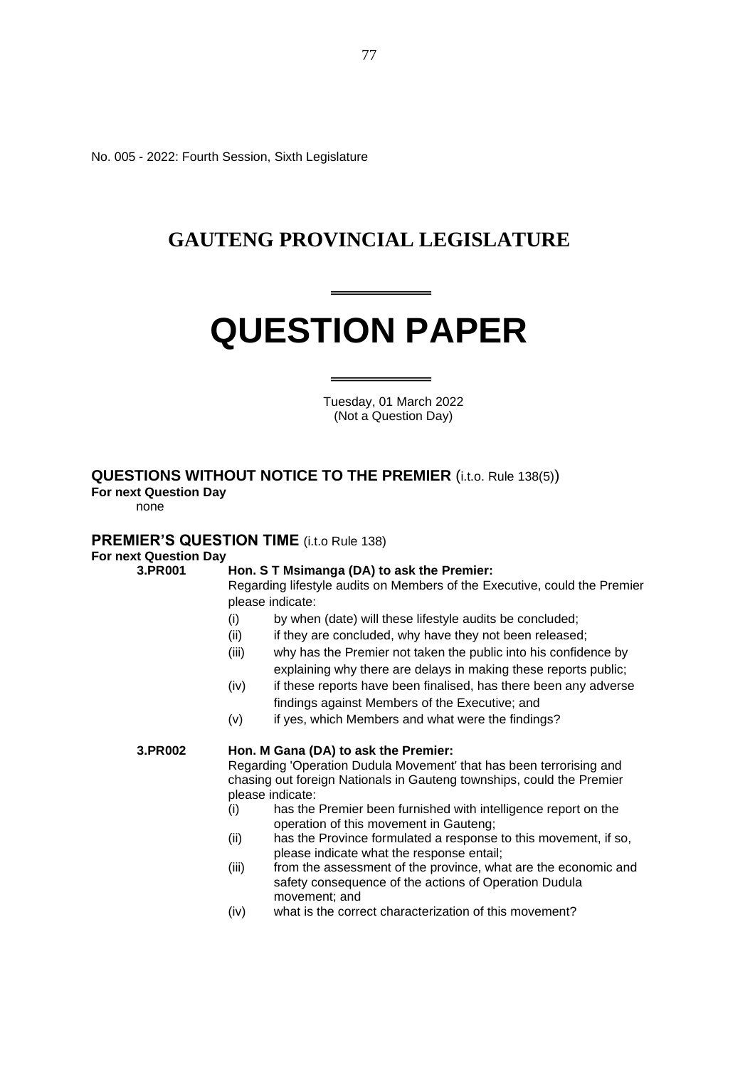No. 005 - 2022: Fourth Session, Sixth Legislature

# GAUTENG PROVINCIAL LEGISLATURE

# QUESTION PAPER

Tuesday, 01 March 2022
(Not a Question Day)

## QUESTIONS WITHOUT NOTICE TO THE PREMIER (i.t.o. Rule 138(5))

**For next Question Day**

none

## PREMIER'S QUESTION TIME (i.t.o Rule 138)

**For next Question Day**

**3.PR001 Hon. S T Msimanga (DA) to ask the Premier:**

Regarding lifestyle audits on Members of the Executive, could the Premier please indicate:

(i) by when (date) will these lifestyle audits be concluded;

(ii) if they are concluded, why have they not been released;

(iii) why has the Premier not taken the public into his confidence by explaining why there are delays in making these reports public;

(iv) if these reports have been finalised, has there been any adverse findings against Members of the Executive; and

(v) if yes, which Members and what were the findings?

**3.PR002 Hon. M Gana (DA) to ask the Premier:**

Regarding 'Operation Dudula Movement' that has been terrorising and chasing out foreign Nationals in Gauteng townships, could the Premier please indicate:

(i) has the Premier been furnished with intelligence report on the operation of this movement in Gauteng;

(ii) has the Province formulated a response to this movement, if so, please indicate what the response entail;

(iii) from the assessment of the province, what are the economic and safety consequence of the actions of Operation Dudula movement; and

(iv) what is the correct characterization of this movement?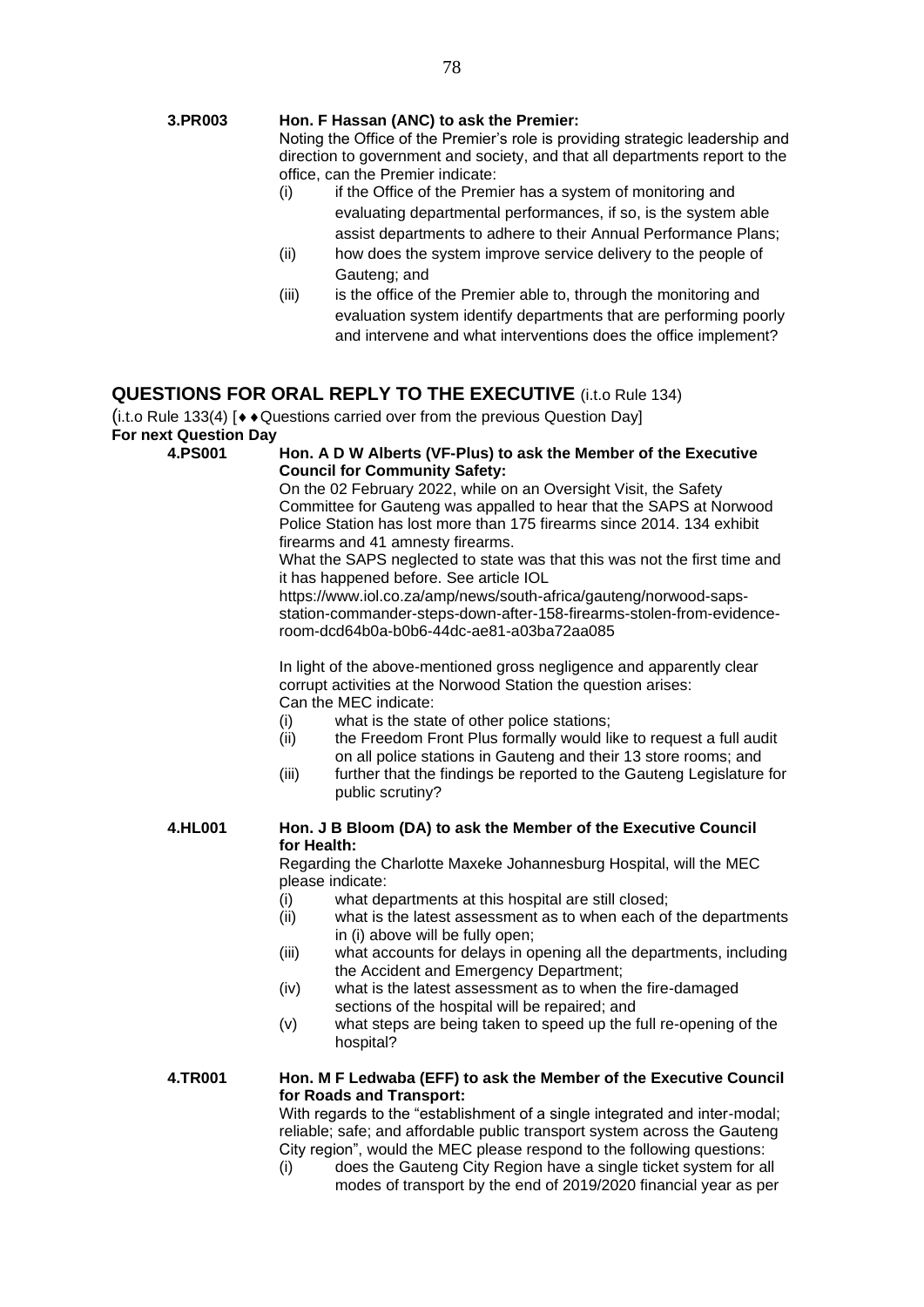**3.PR003 Hon. F Hassan (ANC) to ask the Premier:**

Noting the Office of the Premier's role is providing strategic leadership and direction to government and society, and that all departments report to the office, can the Premier indicate:

(i) if the Office of the Premier has a system of monitoring and evaluating departmental performances, if so, is the system able assist departments to adhere to their Annual Performance Plans;

(ii) how does the system improve service delivery to the people of Gauteng; and

(iii) is the office of the Premier able to, through the monitoring and evaluation system identify departments that are performing poorly and intervene and what interventions does the office implement?

## QUESTIONS FOR ORAL REPLY TO THE EXECUTIVE (i.t.o Rule 134)

(i.t.o Rule 133(4) [♦♦Questions carried over from the previous Question Day]

**For next Question Day**

**4.PS001 Hon. A D W Alberts (VF-Plus) to ask the Member of the Executive Council for Community Safety:**

On the 02 February 2022, while on an Oversight Visit, the Safety Committee for Gauteng was appalled to hear that the SAPS at Norwood Police Station has lost more than 175 firearms since 2014. 134 exhibit firearms and 41 amnesty firearms.

What the SAPS neglected to state was that this was not the first time and it has happened before. See article IOL https://www.iol.co.za/amp/news/south-africa/gauteng/norwood-saps-station-commander-steps-down-after-158-firearms-stolen-from-evidence-room-dcd64b0a-b0b6-44dc-ae81-a03ba72aa085

In light of the above-mentioned gross negligence and apparently clear corrupt activities at the Norwood Station the question arises:

Can the MEC indicate:

(i) what is the state of other police stations;

(ii) the Freedom Front Plus formally would like to request a full audit on all police stations in Gauteng and their 13 store rooms; and

(iii) further that the findings be reported to the Gauteng Legislature for public scrutiny?

**4.HL001 Hon. J B Bloom (DA) to ask the Member of the Executive Council for Health:**

Regarding the Charlotte Maxeke Johannesburg Hospital, will the MEC please indicate:

(i) what departments at this hospital are still closed;

(ii) what is the latest assessment as to when each of the departments in (i) above will be fully open;

(iii) what accounts for delays in opening all the departments, including the Accident and Emergency Department;

(iv) what is the latest assessment as to when the fire-damaged sections of the hospital will be repaired; and

(v) what steps are being taken to speed up the full re-opening of the hospital?

**4.TR001 Hon. M F Ledwaba (EFF) to ask the Member of the Executive Council for Roads and Transport:**

With regards to the "establishment of a single integrated and inter-modal; reliable; safe; and affordable public transport system across the Gauteng City region", would the MEC please respond to the following questions:

(i) does the Gauteng City Region have a single ticket system for all modes of transport by the end of 2019/2020 financial year as per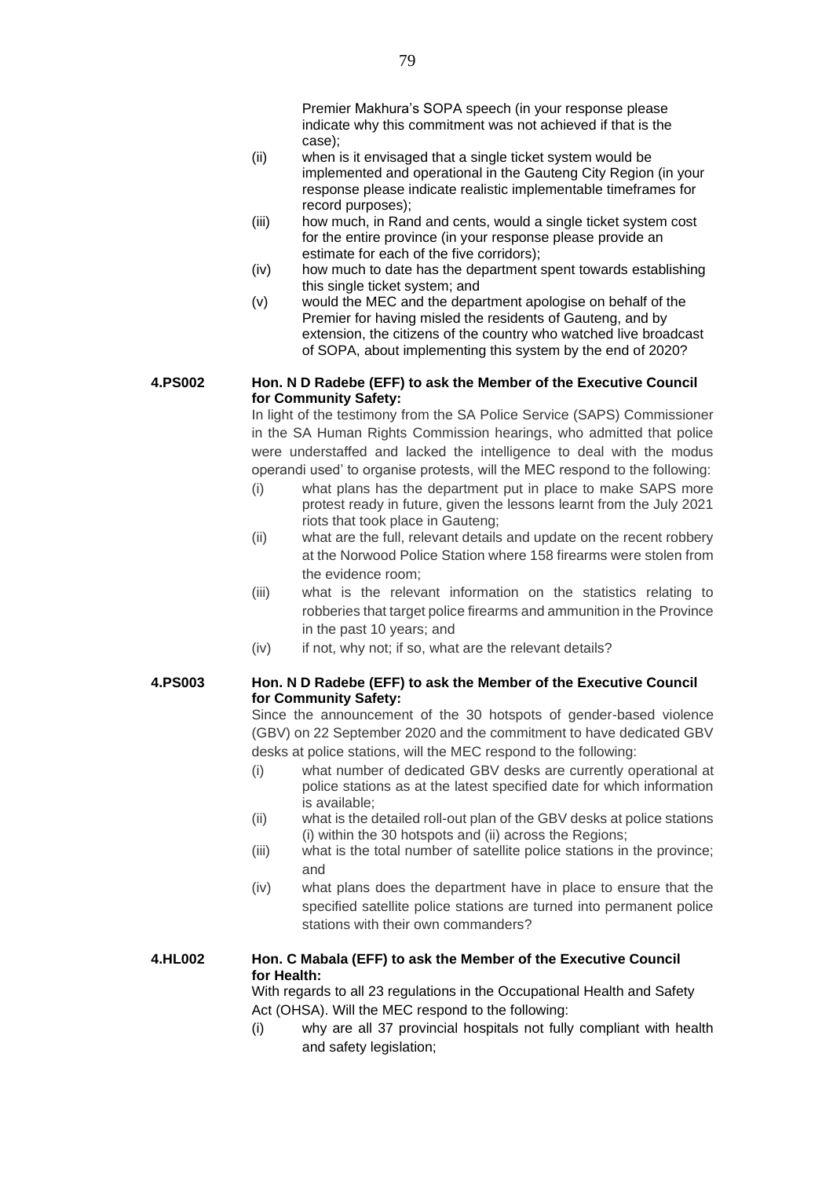Premier Makhura's SOPA speech (in your response please indicate why this commitment was not achieved if that is the case);

(ii) when is it envisaged that a single ticket system would be implemented and operational in the Gauteng City Region (in your response please indicate realistic implementable timeframes for record purposes);

(iii) how much, in Rand and cents, would a single ticket system cost for the entire province (in your response please provide an estimate for each of the five corridors);

(iv) how much to date has the department spent towards establishing this single ticket system; and

(v) would the MEC and the department apologise on behalf of the Premier for having misled the residents of Gauteng, and by extension, the citizens of the country who watched live broadcast of SOPA, about implementing this system by the end of 2020?

**4.PS002 Hon. N D Radebe (EFF) to ask the Member of the Executive Council for Community Safety:**

In light of the testimony from the SA Police Service (SAPS) Commissioner in the SA Human Rights Commission hearings, who admitted that police were understaffed and lacked the intelligence to deal with the modus operandi used' to organise protests, will the MEC respond to the following:

(i) what plans has the department put in place to make SAPS more protest ready in future, given the lessons learnt from the July 2021 riots that took place in Gauteng;

(ii) what are the full, relevant details and update on the recent robbery at the Norwood Police Station where 158 firearms were stolen from the evidence room;

(iii) what is the relevant information on the statistics relating to robberies that target police firearms and ammunition in the Province in the past 10 years; and

(iv) if not, why not; if so, what are the relevant details?

**4.PS003 Hon. N D Radebe (EFF) to ask the Member of the Executive Council for Community Safety:**

Since the announcement of the 30 hotspots of gender-based violence (GBV) on 22 September 2020 and the commitment to have dedicated GBV desks at police stations, will the MEC respond to the following:

(i) what number of dedicated GBV desks are currently operational at police stations as at the latest specified date for which information is available;

(ii) what is the detailed roll-out plan of the GBV desks at police stations (i) within the 30 hotspots and (ii) across the Regions;

(iii) what is the total number of satellite police stations in the province; and

(iv) what plans does the department have in place to ensure that the specified satellite police stations are turned into permanent police stations with their own commanders?

**4.HL002 Hon. C Mabala (EFF) to ask the Member of the Executive Council for Health:**

With regards to all 23 regulations in the Occupational Health and Safety Act (OHSA). Will the MEC respond to the following:

(i) why are all 37 provincial hospitals not fully compliant with health and safety legislation;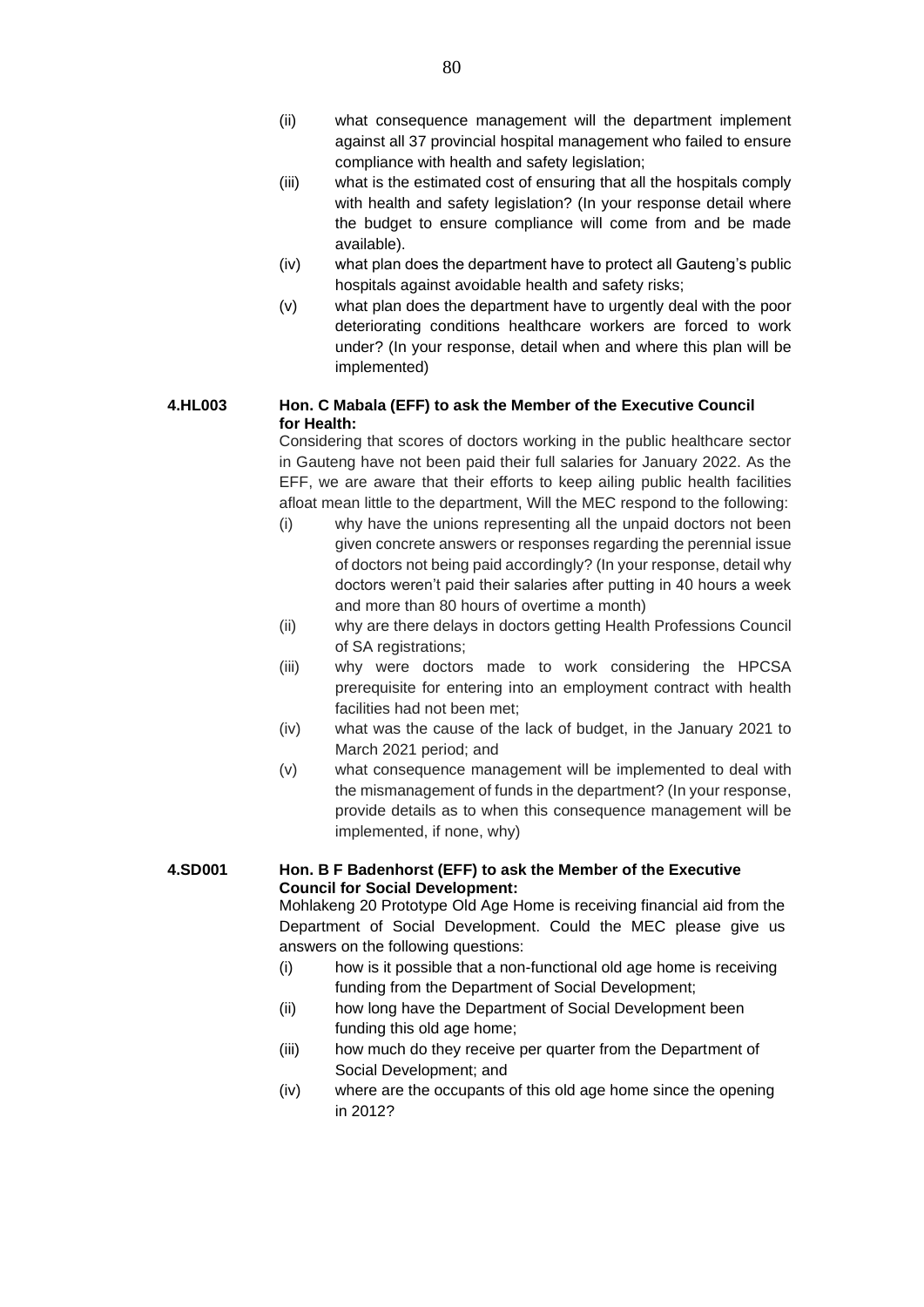(ii) what consequence management will the department implement against all 37 provincial hospital management who failed to ensure compliance with health and safety legislation;

(iii) what is the estimated cost of ensuring that all the hospitals comply with health and safety legislation? (In your response detail where the budget to ensure compliance will come from and be made available).

(iv) what plan does the department have to protect all Gauteng's public hospitals against avoidable health and safety risks;

(v) what plan does the department have to urgently deal with the poor deteriorating conditions healthcare workers are forced to work under? (In your response, detail when and where this plan will be implemented)

**4.HL003 Hon. C Mabala (EFF) to ask the Member of the Executive Council for Health:**

Considering that scores of doctors working in the public healthcare sector in Gauteng have not been paid their full salaries for January 2022. As the EFF, we are aware that their efforts to keep ailing public health facilities afloat mean little to the department, Will the MEC respond to the following:

(i) why have the unions representing all the unpaid doctors not been given concrete answers or responses regarding the perennial issue of doctors not being paid accordingly? (In your response, detail why doctors weren't paid their salaries after putting in 40 hours a week and more than 80 hours of overtime a month)

(ii) why are there delays in doctors getting Health Professions Council of SA registrations;

(iii) why were doctors made to work considering the HPCSA prerequisite for entering into an employment contract with health facilities had not been met;

(iv) what was the cause of the lack of budget, in the January 2021 to March 2021 period; and

(v) what consequence management will be implemented to deal with the mismanagement of funds in the department? (In your response, provide details as to when this consequence management will be implemented, if none, why)

**4.SD001 Hon. B F Badenhorst (EFF) to ask the Member of the Executive Council for Social Development:**

Mohlakeng 20 Prototype Old Age Home is receiving financial aid from the Department of Social Development. Could the MEC please give us answers on the following questions:

(i) how is it possible that a non-functional old age home is receiving funding from the Department of Social Development;

(ii) how long have the Department of Social Development been funding this old age home;

(iii) how much do they receive per quarter from the Department of Social Development; and

(iv) where are the occupants of this old age home since the opening in 2012?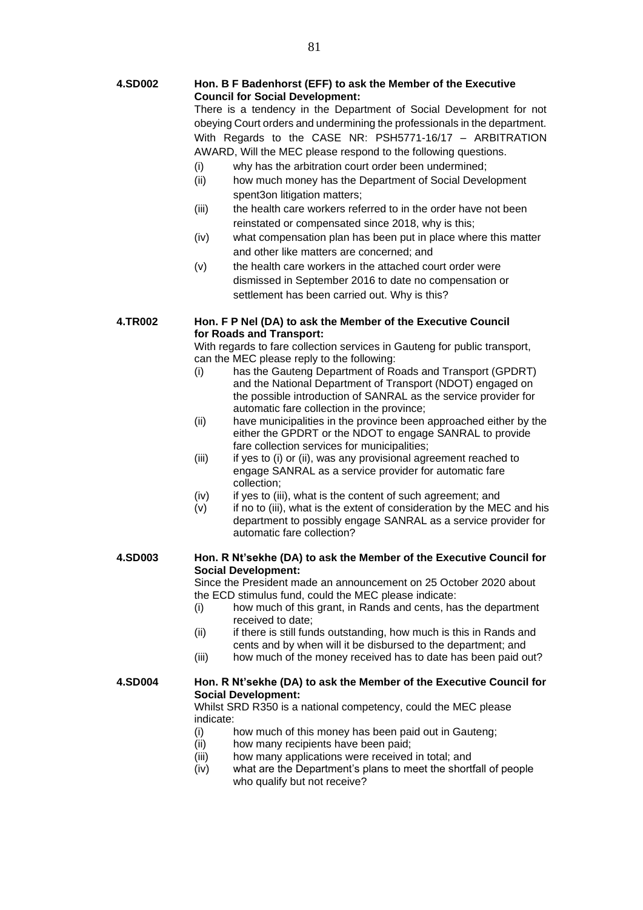**4.SD002** **Hon. B F Badenhorst (EFF) to ask the Member of the Executive Council for Social Development:**

There is a tendency in the Department of Social Development for not obeying Court orders and undermining the professionals in the department. With Regards to the CASE NR: PSH5771-16/17 – ARBITRATION AWARD, Will the MEC please respond to the following questions.

- (i) why has the arbitration court order been undermined;
- (ii) how much money has the Department of Social Development spent3on litigation matters;
- (iii) the health care workers referred to in the order have not been reinstated or compensated since 2018, why is this;
- (iv) what compensation plan has been put in place where this matter and other like matters are concerned; and
- (v) the health care workers in the attached court order were dismissed in September 2016 to date no compensation or settlement has been carried out. Why is this?

**4.TR002** **Hon. F P Nel (DA) to ask the Member of the Executive Council for Roads and Transport:**

With regards to fare collection services in Gauteng for public transport, can the MEC please reply to the following:

- (i) has the Gauteng Department of Roads and Transport (GPDRT) and the National Department of Transport (NDOT) engaged on the possible introduction of SANRAL as the service provider for automatic fare collection in the province;
- (ii) have municipalities in the province been approached either by the either the GPDRT or the NDOT to engage SANRAL to provide fare collection services for municipalities;
- (iii) if yes to (i) or (ii), was any provisional agreement reached to engage SANRAL as a service provider for automatic fare collection;
- (iv) if yes to (iii), what is the content of such agreement; and
- (v) if no to (iii), what is the extent of consideration by the MEC and his department to possibly engage SANRAL as a service provider for automatic fare collection?

**4.SD003** **Hon. R Nt'sekhe (DA) to ask the Member of the Executive Council for Social Development:**

Since the President made an announcement on 25 October 2020 about the ECD stimulus fund, could the MEC please indicate:

- (i) how much of this grant, in Rands and cents, has the department received to date;
- (ii) if there is still funds outstanding, how much is this in Rands and cents and by when will it be disbursed to the department; and
- (iii) how much of the money received has to date has been paid out?

**4.SD004** **Hon. R Nt'sekhe (DA) to ask the Member of the Executive Council for Social Development:**

Whilst SRD R350 is a national competency, could the MEC please indicate:

- (i) how much of this money has been paid out in Gauteng;
- (ii) how many recipients have been paid;
- (iii) how many applications were received in total; and
- (iv) what are the Department's plans to meet the shortfall of people who qualify but not receive?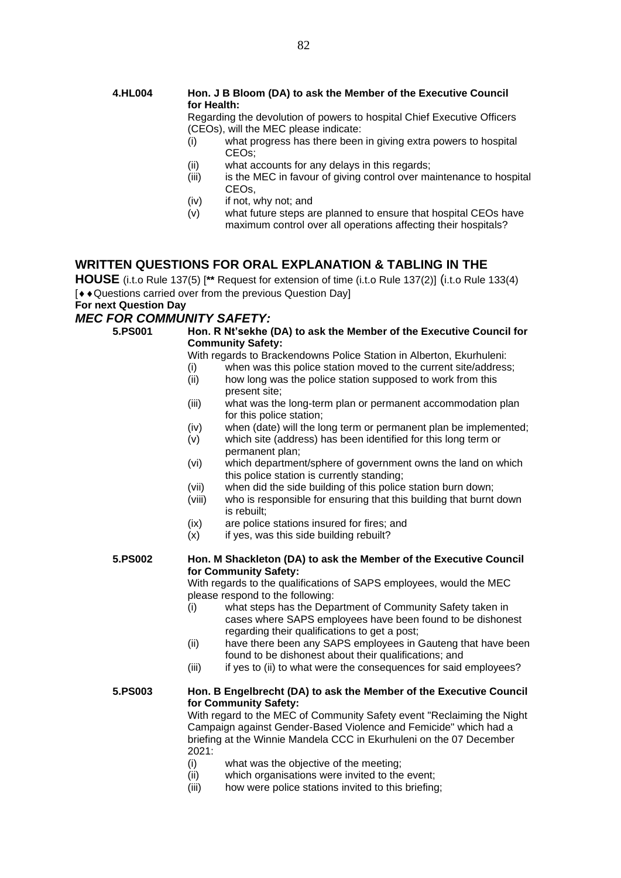**4.HL004 Hon. J B Bloom (DA) to ask the Member of the Executive Council for Health:**

Regarding the devolution of powers to hospital Chief Executive Officers (CEOs), will the MEC please indicate:

- (i) what progress has there been in giving extra powers to hospital CEOs;
- (ii) what accounts for any delays in this regards;
- (iii) is the MEC in favour of giving control over maintenance to hospital CEOs,
- (iv) if not, why not; and
- (v) what future steps are planned to ensure that hospital CEOs have maximum control over all operations affecting their hospitals?

## WRITTEN QUESTIONS FOR ORAL EXPLANATION & TABLING IN THE HOUSE (i.t.o Rule 137(5) [** Request for extension of time (i.t.o Rule 137(2)] (i.t.o Rule 133(4) [♦♦Questions carried over from the previous Question Day]

**For next Question Day**

### *MEC FOR COMMUNITY SAFETY:*

**5.PS001 Hon. R Nt'sekhe (DA) to ask the Member of the Executive Council for Community Safety:**

With regards to Brackendowns Police Station in Alberton, Ekurhuleni:

- (i) when was this police station moved to the current site/address;
- (ii) how long was the police station supposed to work from this present site;
- (iii) what was the long-term plan or permanent accommodation plan for this police station;
- (iv) when (date) will the long term or permanent plan be implemented;
- (v) which site (address) has been identified for this long term or permanent plan;
- (vi) which department/sphere of government owns the land on which this police station is currently standing;
- (vii) when did the side building of this police station burn down;
- (viii) who is responsible for ensuring that this building that burnt down is rebuilt;
- (ix) are police stations insured for fires; and
- (x) if yes, was this side building rebuilt?

**5.PS002 Hon. M Shackleton (DA) to ask the Member of the Executive Council for Community Safety:**

With regards to the qualifications of SAPS employees, would the MEC please respond to the following:

- (i) what steps has the Department of Community Safety taken in cases where SAPS employees have been found to be dishonest regarding their qualifications to get a post;
- (ii) have there been any SAPS employees in Gauteng that have been found to be dishonest about their qualifications; and
- (iii) if yes to (ii) to what were the consequences for said employees?

**5.PS003 Hon. B Engelbrecht (DA) to ask the Member of the Executive Council for Community Safety:**

With regard to the MEC of Community Safety event "Reclaiming the Night Campaign against Gender-Based Violence and Femicide" which had a briefing at the Winnie Mandela CCC in Ekurhuleni on the 07 December 2021:

- (i) what was the objective of the meeting;
- (ii) which organisations were invited to the event;
- (iii) how were police stations invited to this briefing;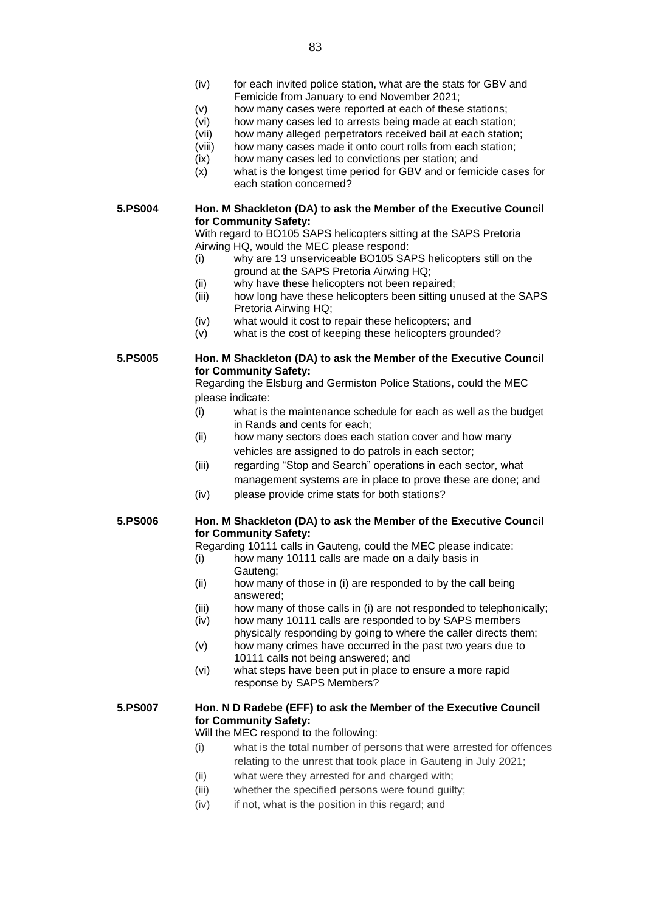(iv) for each invited police station, what are the stats for GBV and Femicide from January to end November 2021;
(v) how many cases were reported at each of these stations;
(vi) how many cases led to arrests being made at each station;
(vii) how many alleged perpetrators received bail at each station;
(viii) how many cases made it onto court rolls from each station;
(ix) how many cases led to convictions per station; and
(x) what is the longest time period for GBV and or femicide cases for each station concerned?

**5.PS004 Hon. M Shackleton (DA) to ask the Member of the Executive Council for Community Safety:**

With regard to BO105 SAPS helicopters sitting at the SAPS Pretoria Airwing HQ, would the MEC please respond:

(i) why are 13 unserviceable BO105 SAPS helicopters still on the ground at the SAPS Pretoria Airwing HQ;
(ii) why have these helicopters not been repaired;
(iii) how long have these helicopters been sitting unused at the SAPS Pretoria Airwing HQ;
(iv) what would it cost to repair these helicopters; and
(v) what is the cost of keeping these helicopters grounded?

**5.PS005 Hon. M Shackleton (DA) to ask the Member of the Executive Council for Community Safety:**

Regarding the Elsburg and Germiston Police Stations, could the MEC please indicate:

(i) what is the maintenance schedule for each as well as the budget in Rands and cents for each;
(ii) how many sectors does each station cover and how many vehicles are assigned to do patrols in each sector;
(iii) regarding "Stop and Search" operations in each sector, what management systems are in place to prove these are done; and
(iv) please provide crime stats for both stations?

**5.PS006 Hon. M Shackleton (DA) to ask the Member of the Executive Council for Community Safety:**

Regarding 10111 calls in Gauteng, could the MEC please indicate:

(i) how many 10111 calls are made on a daily basis in Gauteng;
(ii) how many of those in (i) are responded to by the call being answered;
(iii) how many of those calls in (i) are not responded to telephonically;
(iv) how many 10111 calls are responded to by SAPS members physically responding by going to where the caller directs them;
(v) how many crimes have occurred in the past two years due to 10111 calls not being answered; and
(vi) what steps have been put in place to ensure a more rapid response by SAPS Members?

**5.PS007 Hon. N D Radebe (EFF) to ask the Member of the Executive Council for Community Safety:**

Will the MEC respond to the following:

(i) what is the total number of persons that were arrested for offences relating to the unrest that took place in Gauteng in July 2021;
(ii) what were they arrested for and charged with;
(iii) whether the specified persons were found guilty;
(iv) if not, what is the position in this regard; and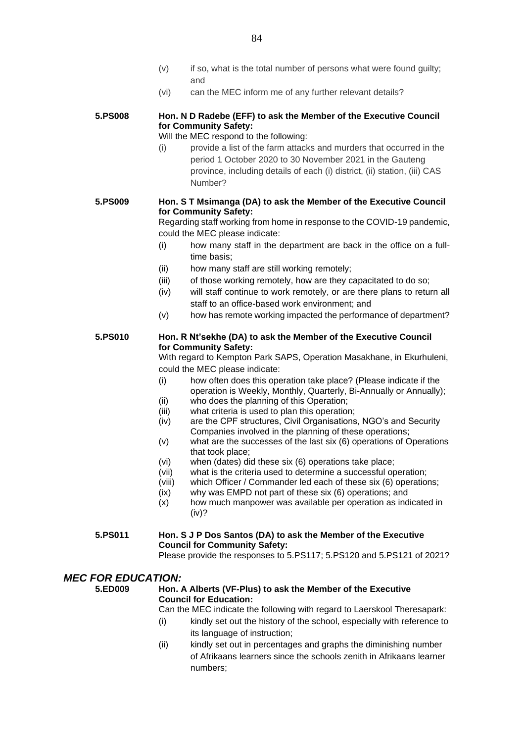(v) if so, what is the total number of persons what were found guilty; and

(vi) can the MEC inform me of any further relevant details?

**5.PS008 Hon. N D Radebe (EFF) to ask the Member of the Executive Council for Community Safety:**

Will the MEC respond to the following:

(i) provide a list of the farm attacks and murders that occurred in the period 1 October 2020 to 30 November 2021 in the Gauteng province, including details of each (i) district, (ii) station, (iii) CAS Number?

**5.PS009 Hon. S T Msimanga (DA) to ask the Member of the Executive Council for Community Safety:**

Regarding staff working from home in response to the COVID-19 pandemic, could the MEC please indicate:

(i) how many staff in the department are back in the office on a full-time basis;

(ii) how many staff are still working remotely;

(iii) of those working remotely, how are they capacitated to do so;

(iv) will staff continue to work remotely, or are there plans to return all staff to an office-based work environment; and

(v) how has remote working impacted the performance of department?

**5.PS010 Hon. R Nt'sekhe (DA) to ask the Member of the Executive Council for Community Safety:**

With regard to Kempton Park SAPS, Operation Masakhane, in Ekurhuleni, could the MEC please indicate:

(i) how often does this operation take place? (Please indicate if the operation is Weekly, Monthly, Quarterly, Bi-Annually or Annually);

(ii) who does the planning of this Operation;

(iii) what criteria is used to plan this operation;

(iv) are the CPF structures, Civil Organisations, NGO's and Security Companies involved in the planning of these operations;

(v) what are the successes of the last six (6) operations of Operations that took place;

(vi) when (dates) did these six (6) operations take place;

(vii) what is the criteria used to determine a successful operation;

(viii) which Officer / Commander led each of these six (6) operations;

(ix) why was EMPD not part of these six (6) operations; and

(x) how much manpower was available per operation as indicated in (iv)?

**5.PS011 Hon. S J P Dos Santos (DA) to ask the Member of the Executive Council for Community Safety:**

Please provide the responses to 5.PS117; 5.PS120 and 5.PS121 of 2021?

## *MEC FOR EDUCATION:*

**5.ED009 Hon. A Alberts (VF-Plus) to ask the Member of the Executive Council for Education:**

Can the MEC indicate the following with regard to Laerskool Theresapark:

(i) kindly set out the history of the school, especially with reference to its language of instruction;

(ii) kindly set out in percentages and graphs the diminishing number of Afrikaans learners since the schools zenith in Afrikaans learner numbers;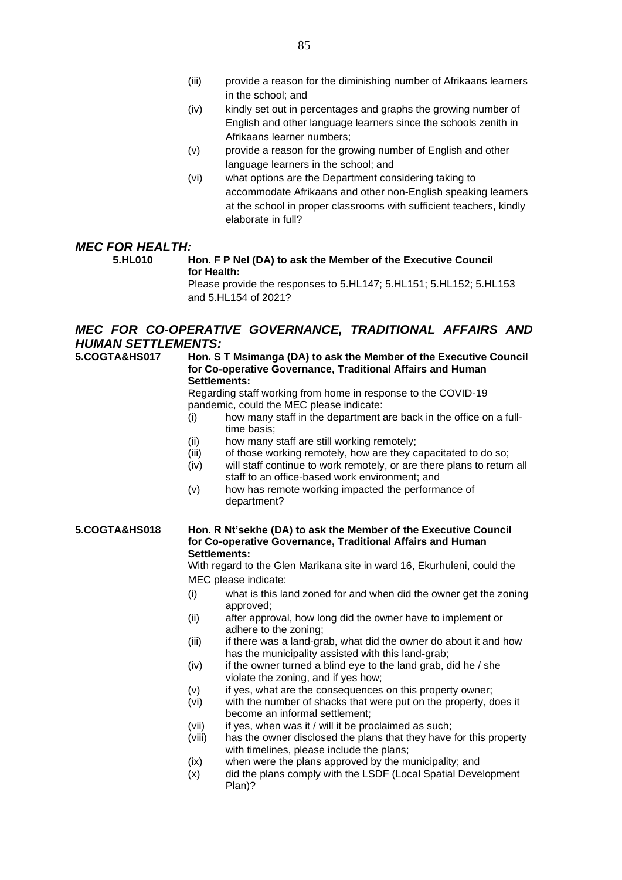(iii) provide a reason for the diminishing number of Afrikaans learners in the school; and

(iv) kindly set out in percentages and graphs the growing number of English and other language learners since the schools zenith in Afrikaans learner numbers;

(v) provide a reason for the growing number of English and other language learners in the school; and

(vi) what options are the Department considering taking to accommodate Afrikaans and other non-English speaking learners at the school in proper classrooms with sufficient teachers, kindly elaborate in full?

## *MEC FOR HEALTH:*

**5.HL010** **Hon. F P Nel (DA) to ask the Member of the Executive Council for Health:**

Please provide the responses to 5.HL147; 5.HL151; 5.HL152; 5.HL153 and 5.HL154 of 2021?

## *MEC FOR CO-OPERATIVE GOVERNANCE, TRADITIONAL AFFAIRS AND HUMAN SETTLEMENTS:*

**5.COGTA&HS017** **Hon. S T Msimanga (DA) to ask the Member of the Executive Council for Co-operative Governance, Traditional Affairs and Human Settlements:**

Regarding staff working from home in response to the COVID-19 pandemic, could the MEC please indicate:

(i) how many staff in the department are back in the office on a full-time basis;

(ii) how many staff are still working remotely;

(iii) of those working remotely, how are they capacitated to do so;

(iv) will staff continue to work remotely, or are there plans to return all staff to an office-based work environment; and

(v) how has remote working impacted the performance of department?

**5.COGTA&HS018** **Hon. R Nt'sekhe (DA) to ask the Member of the Executive Council for Co-operative Governance, Traditional Affairs and Human Settlements:**

With regard to the Glen Marikana site in ward 16, Ekurhuleni, could the MEC please indicate:

(i) what is this land zoned for and when did the owner get the zoning approved;

(ii) after approval, how long did the owner have to implement or adhere to the zoning;

(iii) if there was a land-grab, what did the owner do about it and how has the municipality assisted with this land-grab;

(iv) if the owner turned a blind eye to the land grab, did he / she violate the zoning, and if yes how;

(v) if yes, what are the consequences on this property owner;

(vi) with the number of shacks that were put on the property, does it become an informal settlement;

(vii) if yes, when was it / will it be proclaimed as such;

(viii) has the owner disclosed the plans that they have for this property with timelines, please include the plans;

(ix) when were the plans approved by the municipality; and

(x) did the plans comply with the LSDF (Local Spatial Development Plan)?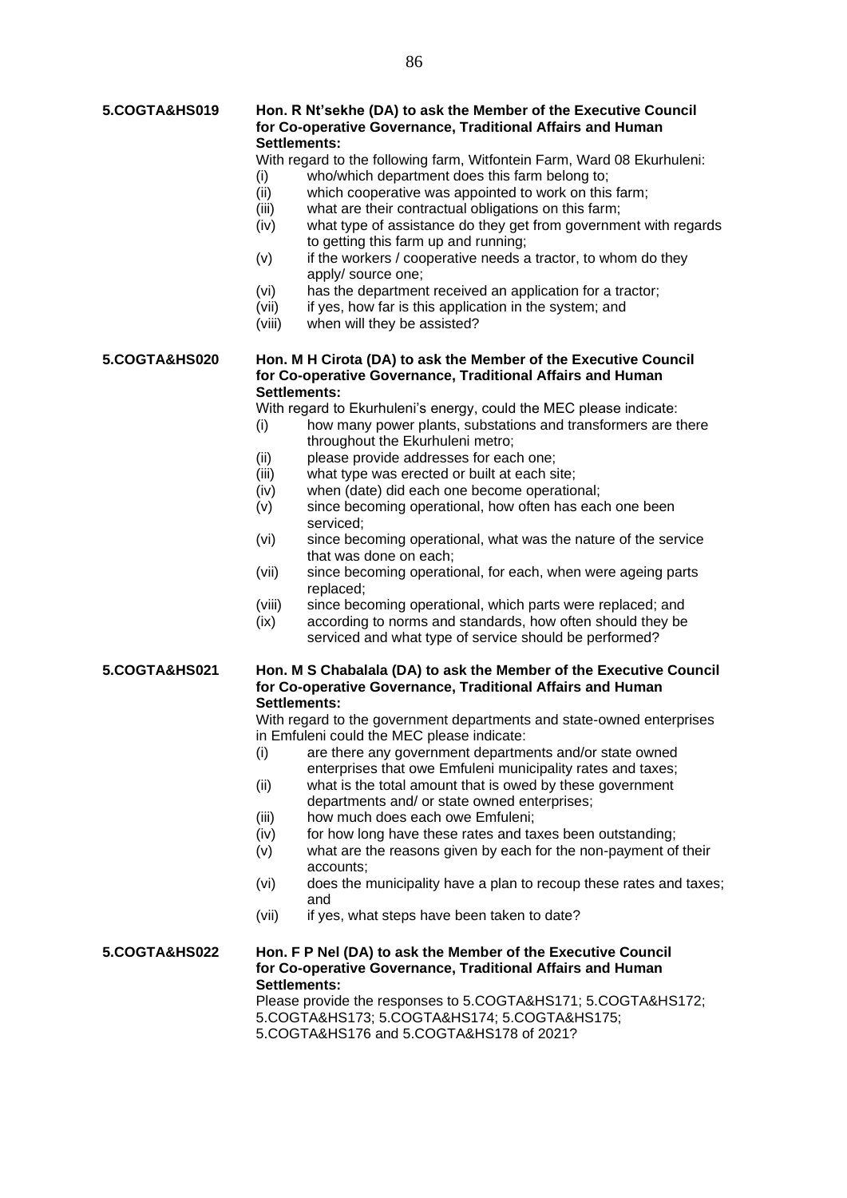**5.COGTA&HS019** **Hon. R Nt'sekhe (DA) to ask the Member of the Executive Council for Co-operative Governance, Traditional Affairs and Human Settlements:**

With regard to the following farm, Witfontein Farm, Ward 08 Ekurhuleni:

(i) who/which department does this farm belong to;
(ii) which cooperative was appointed to work on this farm;
(iii) what are their contractual obligations on this farm;
(iv) what type of assistance do they get from government with regards to getting this farm up and running;
(v) if the workers / cooperative needs a tractor, to whom do they apply/ source one;
(vi) has the department received an application for a tractor;
(vii) if yes, how far is this application in the system; and
(viii) when will they be assisted?

**5.COGTA&HS020** **Hon. M H Cirota (DA) to ask the Member of the Executive Council for Co-operative Governance, Traditional Affairs and Human Settlements:**

With regard to Ekurhuleni's energy, could the MEC please indicate:

(i) how many power plants, substations and transformers are there throughout the Ekurhuleni metro;
(ii) please provide addresses for each one;
(iii) what type was erected or built at each site;
(iv) when (date) did each one become operational;
(v) since becoming operational, how often has each one been serviced;
(vi) since becoming operational, what was the nature of the service that was done on each;
(vii) since becoming operational, for each, when were ageing parts replaced;
(viii) since becoming operational, which parts were replaced; and
(ix) according to norms and standards, how often should they be serviced and what type of service should be performed?

**5.COGTA&HS021** **Hon. M S Chabalala (DA) to ask the Member of the Executive Council for Co-operative Governance, Traditional Affairs and Human Settlements:**

With regard to the government departments and state-owned enterprises in Emfuleni could the MEC please indicate:

(i) are there any government departments and/or state owned enterprises that owe Emfuleni municipality rates and taxes;
(ii) what is the total amount that is owed by these government departments and/ or state owned enterprises;
(iii) how much does each owe Emfuleni;
(iv) for how long have these rates and taxes been outstanding;
(v) what are the reasons given by each for the non-payment of their accounts;
(vi) does the municipality have a plan to recoup these rates and taxes; and
(vii) if yes, what steps have been taken to date?

**5.COGTA&HS022** **Hon. F P Nel (DA) to ask the Member of the Executive Council for Co-operative Governance, Traditional Affairs and Human Settlements:**

Please provide the responses to 5.COGTA&HS171; 5.COGTA&HS172; 5.COGTA&HS173; 5.COGTA&HS174; 5.COGTA&HS175; 5.COGTA&HS176 and 5.COGTA&HS178 of 2021?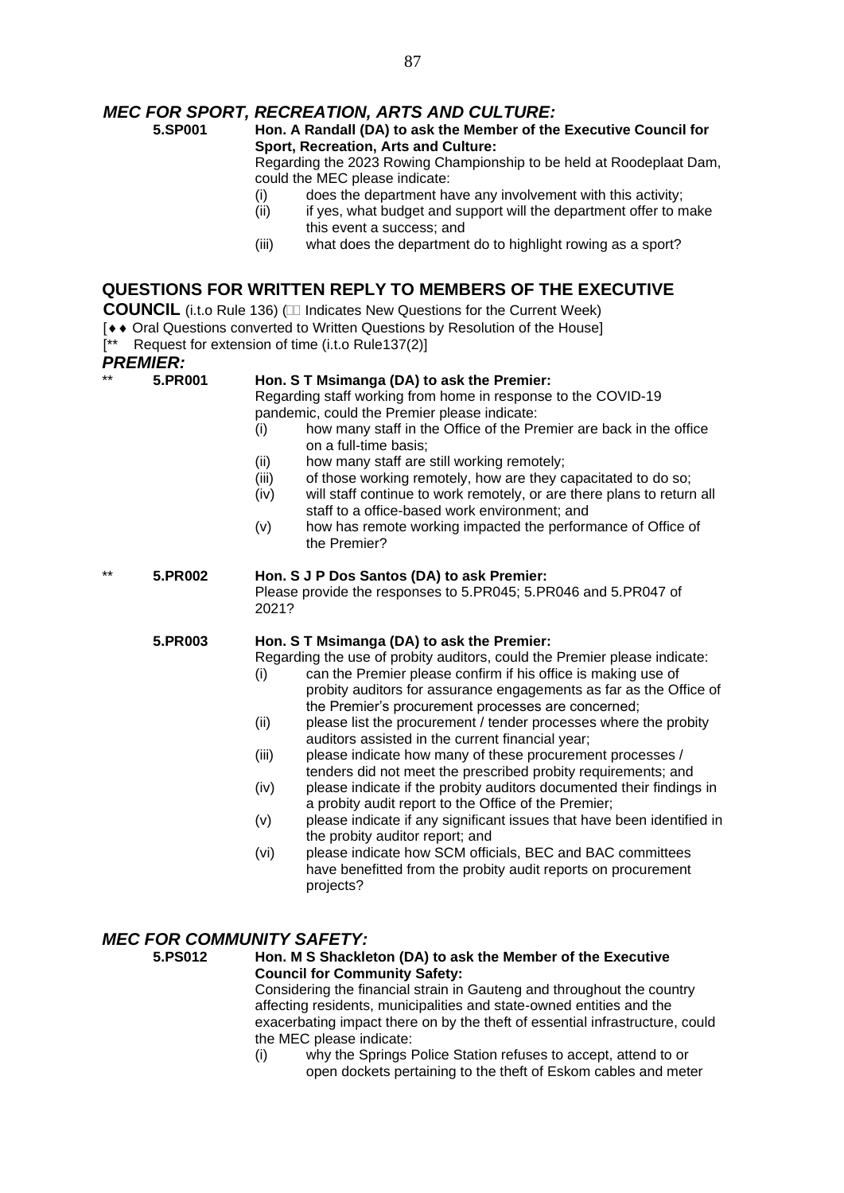## *MEC FOR SPORT, RECREATION, ARTS AND CULTURE:*

**5.SP001** **Hon. A Randall (DA) to ask the Member of the Executive Council for Sport, Recreation, Arts and Culture:**

Regarding the 2023 Rowing Championship to be held at Roodeplaat Dam, could the MEC please indicate:

- (i) does the department have any involvement with this activity;
- (ii) if yes, what budget and support will the department offer to make this event a success; and
- (iii) what does the department do to highlight rowing as a sport?

## QUESTIONS FOR WRITTEN REPLY TO MEMBERS OF THE EXECUTIVE COUNCIL (i.t.o Rule 136) (□□ Indicates New Questions for the Current Week)

[♦♦ Oral Questions converted to Written Questions by Resolution of the House]

[** Request for extension of time (i.t.o Rule137(2)]

## *PREMIER:*

** **5.PR001** **Hon. S T Msimanga (DA) to ask the Premier:**

Regarding staff working from home in response to the COVID-19 pandemic, could the Premier please indicate:

- (i) how many staff in the Office of the Premier are back in the office on a full-time basis;
- (ii) how many staff are still working remotely;
- (iii) of those working remotely, how are they capacitated to do so;
- (iv) will staff continue to work remotely, or are there plans to return all staff to a office-based work environment; and
- (v) how has remote working impacted the performance of Office of the Premier?

** **5.PR002** **Hon. S J P Dos Santos (DA) to ask Premier:**

Please provide the responses to 5.PR045; 5.PR046 and 5.PR047 of 2021?

**5.PR003** **Hon. S T Msimanga (DA) to ask the Premier:**

Regarding the use of probity auditors, could the Premier please indicate:

- (i) can the Premier please confirm if his office is making use of probity auditors for assurance engagements as far as the Office of the Premier's procurement processes are concerned;
- (ii) please list the procurement / tender processes where the probity auditors assisted in the current financial year;
- (iii) please indicate how many of these procurement processes / tenders did not meet the prescribed probity requirements; and
- (iv) please indicate if the probity auditors documented their findings in a probity audit report to the Office of the Premier;
- (v) please indicate if any significant issues that have been identified in the probity auditor report; and
- (vi) please indicate how SCM officials, BEC and BAC committees have benefitted from the probity audit reports on procurement projects?

## *MEC FOR COMMUNITY SAFETY:*

**5.PS012** **Hon. M S Shackleton (DA) to ask the Member of the Executive Council for Community Safety:**

Considering the financial strain in Gauteng and throughout the country affecting residents, municipalities and state-owned entities and the exacerbating impact there on by the theft of essential infrastructure, could the MEC please indicate:

- (i) why the Springs Police Station refuses to accept, attend to or open dockets pertaining to the theft of Eskom cables and meter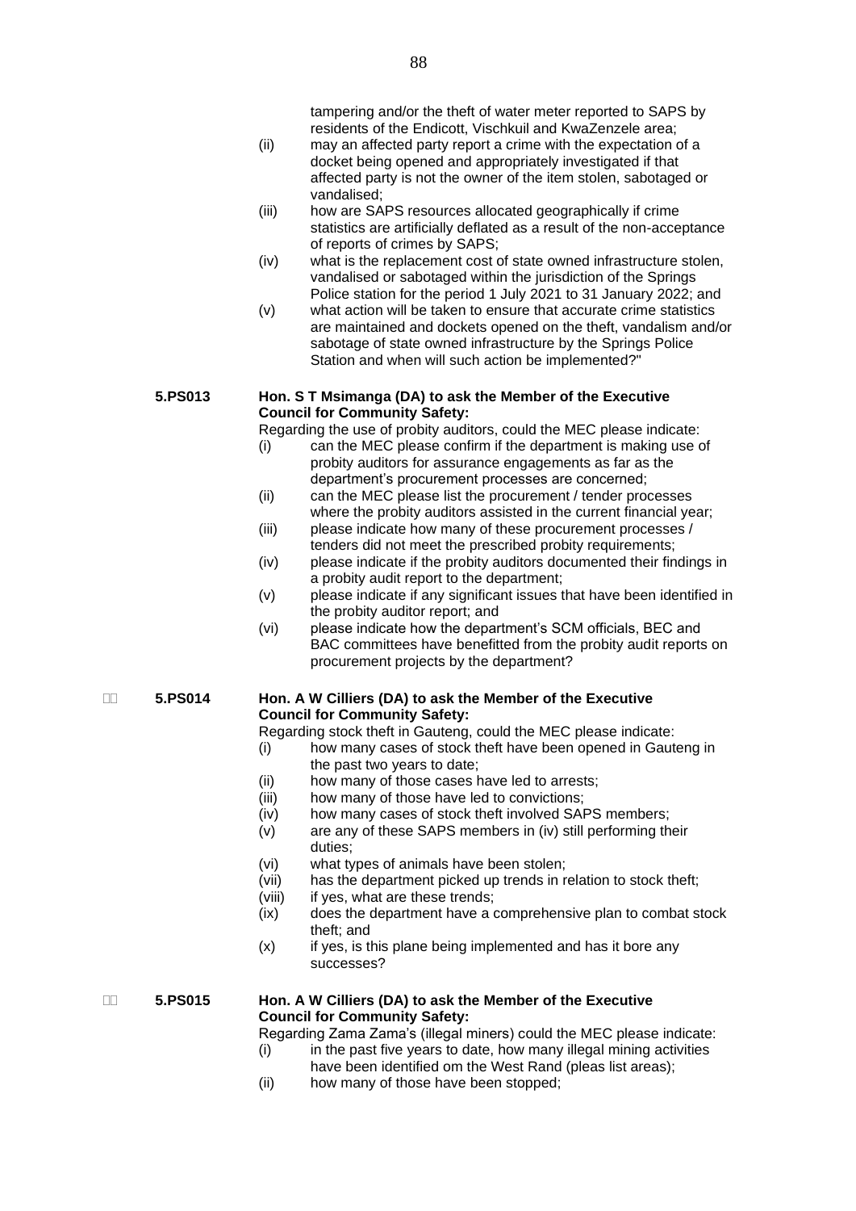tampering and/or the theft of water meter reported to SAPS by residents of the Endicott, Vischkuil and KwaZenzele area;

(ii) may an affected party report a crime with the expectation of a docket being opened and appropriately investigated if that affected party is not the owner of the item stolen, sabotaged or vandalised;

(iii) how are SAPS resources allocated geographically if crime statistics are artificially deflated as a result of the non-acceptance of reports of crimes by SAPS;

(iv) what is the replacement cost of state owned infrastructure stolen, vandalised or sabotaged within the jurisdiction of the Springs Police station for the period 1 July 2021 to 31 January 2022; and

(v) what action will be taken to ensure that accurate crime statistics are maintained and dockets opened on the theft, vandalism and/or sabotage of state owned infrastructure by the Springs Police Station and when will such action be implemented?"

**5.PS013** **Hon. S T Msimanga (DA) to ask the Member of the Executive Council for Community Safety:**

Regarding the use of probity auditors, could the MEC please indicate:

(i) can the MEC please confirm if the department is making use of probity auditors for assurance engagements as far as the department's procurement processes are concerned;

(ii) can the MEC please list the procurement / tender processes where the probity auditors assisted in the current financial year;

(iii) please indicate how many of these procurement processes / tenders did not meet the prescribed probity requirements;

(iv) please indicate if the probity auditors documented their findings in a probity audit report to the department;

(v) please indicate if any significant issues that have been identified in the probity auditor report; and

(vi) please indicate how the department's SCM officials, BEC and BAC committees have benefitted from the probity audit reports on procurement projects by the department?

**5.PS014** **Hon. A W Cilliers (DA) to ask the Member of the Executive Council for Community Safety:**

Regarding stock theft in Gauteng, could the MEC please indicate:

(i) how many cases of stock theft have been opened in Gauteng in the past two years to date;

(ii) how many of those cases have led to arrests;

(iii) how many of those have led to convictions;

(iv) how many cases of stock theft involved SAPS members;

(v) are any of these SAPS members in (iv) still performing their duties;

(vi) what types of animals have been stolen;

(vii) has the department picked up trends in relation to stock theft;

(viii) if yes, what are these trends;

(ix) does the department have a comprehensive plan to combat stock theft; and

(x) if yes, is this plane being implemented and has it bore any successes?

**5.PS015** **Hon. A W Cilliers (DA) to ask the Member of the Executive Council for Community Safety:**

Regarding Zama Zama's (illegal miners) could the MEC please indicate:

(i) in the past five years to date, how many illegal mining activities have been identified om the West Rand (pleas list areas);

(ii) how many of those have been stopped;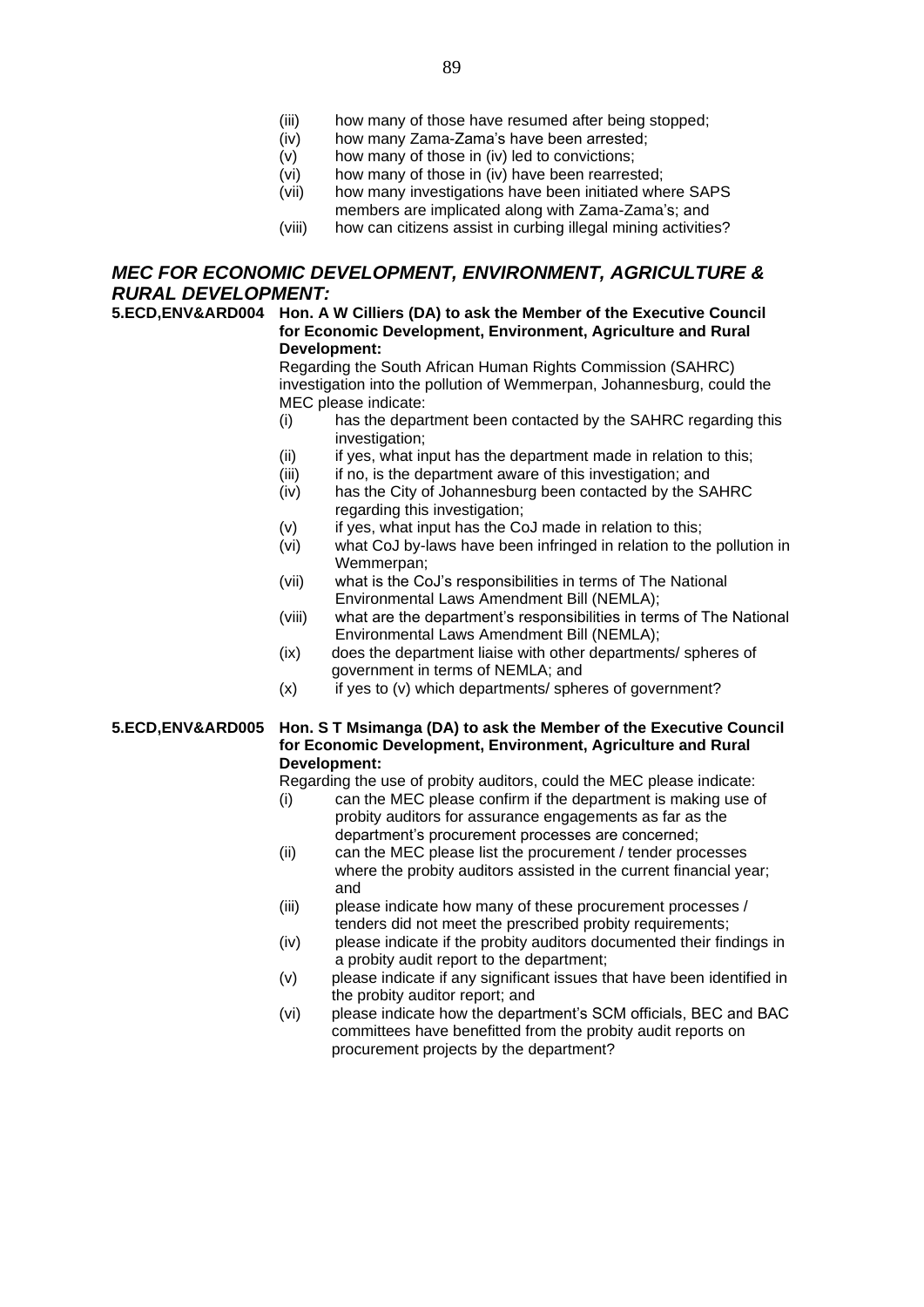(iii) how many of those have resumed after being stopped;
(iv) how many Zama-Zama's have been arrested;
(v) how many of those in (iv) led to convictions;
(vi) how many of those in (iv) have been rearrested;
(vii) how many investigations have been initiated where SAPS members are implicated along with Zama-Zama's; and
(viii) how can citizens assist in curbing illegal mining activities?

## *MEC FOR ECONOMIC DEVELOPMENT, ENVIRONMENT, AGRICULTURE & RURAL DEVELOPMENT:*

**5.ECD,ENV&ARD004 Hon. A W Cilliers (DA) to ask the Member of the Executive Council for Economic Development, Environment, Agriculture and Rural Development:**

Regarding the South African Human Rights Commission (SAHRC) investigation into the pollution of Wemmerpan, Johannesburg, could the MEC please indicate:

(i) has the department been contacted by the SAHRC regarding this investigation;
(ii) if yes, what input has the department made in relation to this;
(iii) if no, is the department aware of this investigation; and
(iv) has the City of Johannesburg been contacted by the SAHRC regarding this investigation;
(v) if yes, what input has the CoJ made in relation to this;
(vi) what CoJ by-laws have been infringed in relation to the pollution in Wemmerpan;
(vii) what is the CoJ's responsibilities in terms of The National Environmental Laws Amendment Bill (NEMLA);
(viii) what are the department's responsibilities in terms of The National Environmental Laws Amendment Bill (NEMLA);
(ix) does the department liaise with other departments/ spheres of government in terms of NEMLA; and
(x) if yes to (v) which departments/ spheres of government?

**5.ECD,ENV&ARD005 Hon. S T Msimanga (DA) to ask the Member of the Executive Council for Economic Development, Environment, Agriculture and Rural Development:**

Regarding the use of probity auditors, could the MEC please indicate:

(i) can the MEC please confirm if the department is making use of probity auditors for assurance engagements as far as the department's procurement processes are concerned;
(ii) can the MEC please list the procurement / tender processes where the probity auditors assisted in the current financial year; and
(iii) please indicate how many of these procurement processes / tenders did not meet the prescribed probity requirements;
(iv) please indicate if the probity auditors documented their findings in a probity audit report to the department;
(v) please indicate if any significant issues that have been identified in the probity auditor report; and
(vi) please indicate how the department's SCM officials, BEC and BAC committees have benefitted from the probity audit reports on procurement projects by the department?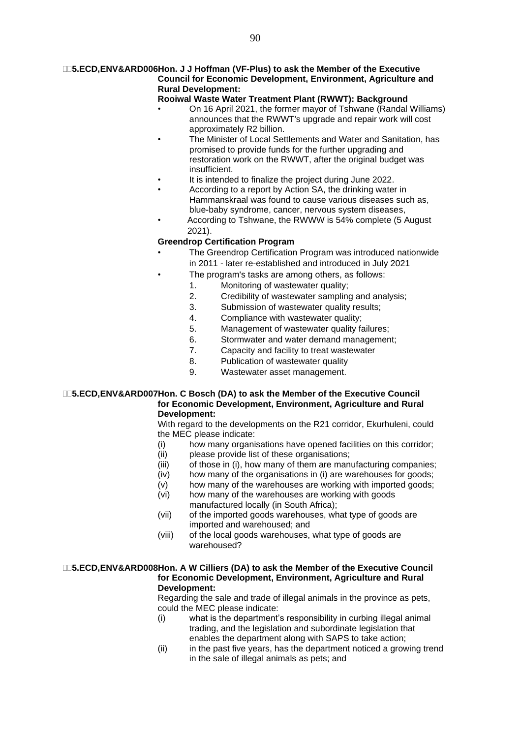**5.ECD,ENV&ARD006 Hon. J J Hoffman (VF-Plus) to ask the Member of the Executive Council for Economic Development, Environment, Agriculture and Rural Development:**

**Rooiwal Waste Water Treatment Plant (RWWT): Background**

- On 16 April 2021, the former mayor of Tshwane (Randal Williams) announces that the RWWT's upgrade and repair work will cost approximately R2 billion.
- The Minister of Local Settlements and Water and Sanitation, has promised to provide funds for the further upgrading and restoration work on the RWWT, after the original budget was insufficient.
- It is intended to finalize the project during June 2022.
- According to a report by Action SA, the drinking water in Hammanskraal was found to cause various diseases such as, blue-baby syndrome, cancer, nervous system diseases,
- According to Tshwane, the RWWW is 54% complete (5 August 2021).

**Greendrop Certification Program**

- The Greendrop Certification Program was introduced nationwide in 2011 - later re-established and introduced in July 2021
- The program's tasks are among others, as follows:
  1. Monitoring of wastewater quality;
  2. Credibility of wastewater sampling and analysis;
  3. Submission of wastewater quality results;
  4. Compliance with wastewater quality;
  5. Management of wastewater quality failures;
  6. Stormwater and water demand management;
  7. Capacity and facility to treat wastewater
  8. Publication of wastewater quality
  9. Wastewater asset management.

**5.ECD,ENV&ARD007 Hon. C Bosch (DA) to ask the Member of the Executive Council for Economic Development, Environment, Agriculture and Rural Development:**

With regard to the developments on the R21 corridor, Ekurhuleni, could the MEC please indicate:

(i) how many organisations have opened facilities on this corridor;
(ii) please provide list of these organisations;
(iii) of those in (i), how many of them are manufacturing companies;
(iv) how many of the organisations in (i) are warehouses for goods;
(v) how many of the warehouses are working with imported goods;
(vi) how many of the warehouses are working with goods manufactured locally (in South Africa);
(vii) of the imported goods warehouses, what type of goods are imported and warehoused; and
(viii) of the local goods warehouses, what type of goods are warehoused?

**5.ECD,ENV&ARD008 Hon. A W Cilliers (DA) to ask the Member of the Executive Council for Economic Development, Environment, Agriculture and Rural Development:**

Regarding the sale and trade of illegal animals in the province as pets, could the MEC please indicate:

(i) what is the department's responsibility in curbing illegal animal trading, and the legislation and subordinate legislation that enables the department along with SAPS to take action;
(ii) in the past five years, has the department noticed a growing trend in the sale of illegal animals as pets; and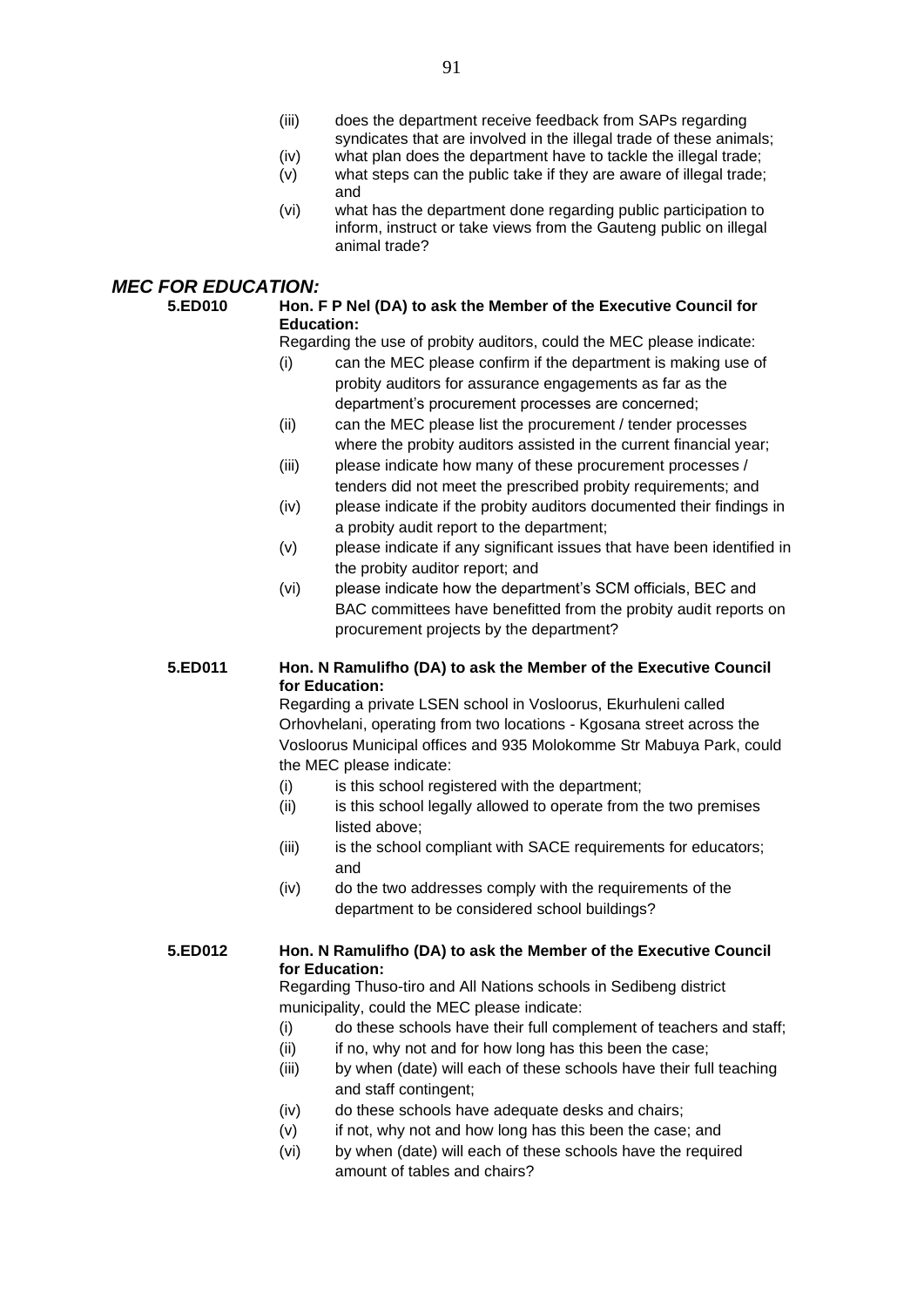(iii) does the department receive feedback from SAPs regarding syndicates that are involved in the illegal trade of these animals;

(iv) what plan does the department have to tackle the illegal trade;

(v) what steps can the public take if they are aware of illegal trade; and

(vi) what has the department done regarding public participation to inform, instruct or take views from the Gauteng public on illegal animal trade?

## *MEC FOR EDUCATION:*

**5.ED010 Hon. F P Nel (DA) to ask the Member of the Executive Council for Education:**

Regarding the use of probity auditors, could the MEC please indicate:

(i) can the MEC please confirm if the department is making use of probity auditors for assurance engagements as far as the department's procurement processes are concerned;

(ii) can the MEC please list the procurement / tender processes where the probity auditors assisted in the current financial year;

(iii) please indicate how many of these procurement processes / tenders did not meet the prescribed probity requirements; and

(iv) please indicate if the probity auditors documented their findings in a probity audit report to the department;

(v) please indicate if any significant issues that have been identified in the probity auditor report; and

(vi) please indicate how the department's SCM officials, BEC and BAC committees have benefitted from the probity audit reports on procurement projects by the department?

**5.ED011 Hon. N Ramulifho (DA) to ask the Member of the Executive Council for Education:**

Regarding a private LSEN school in Vosloorus, Ekurhuleni called Orhovhelani, operating from two locations - Kgosana street across the Vosloorus Municipal offices and 935 Molokomme Str Mabuya Park, could the MEC please indicate:

(i) is this school registered with the department;

(ii) is this school legally allowed to operate from the two premises listed above;

(iii) is the school compliant with SACE requirements for educators; and

(iv) do the two addresses comply with the requirements of the department to be considered school buildings?

**5.ED012 Hon. N Ramulifho (DA) to ask the Member of the Executive Council for Education:**

Regarding Thuso-tiro and All Nations schools in Sedibeng district municipality, could the MEC please indicate:

(i) do these schools have their full complement of teachers and staff;

(ii) if no, why not and for how long has this been the case;

(iii) by when (date) will each of these schools have their full teaching and staff contingent;

(iv) do these schools have adequate desks and chairs;

(v) if not, why not and how long has this been the case; and

(vi) by when (date) will each of these schools have the required amount of tables and chairs?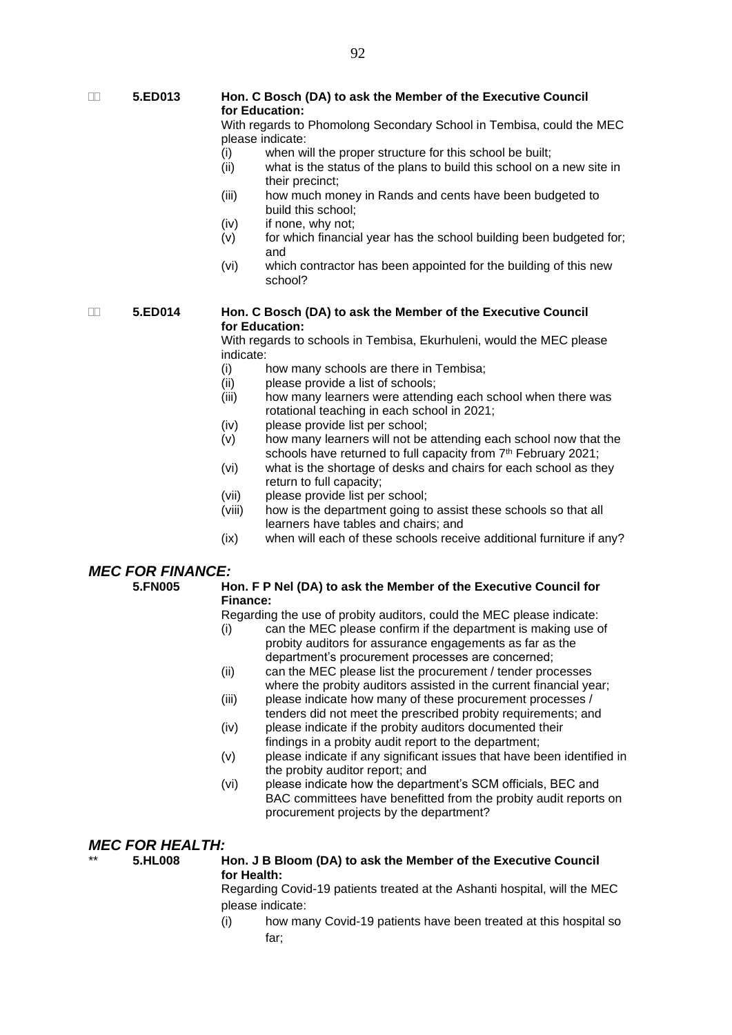**5.ED013** **Hon. C Bosch (DA) to ask the Member of the Executive Council for Education:**

With regards to Phomolong Secondary School in Tembisa, could the MEC please indicate:

- (i) when will the proper structure for this school be built;
- (ii) what is the status of the plans to build this school on a new site in their precinct;
- (iii) how much money in Rands and cents have been budgeted to build this school;
- (iv) if none, why not;
- (v) for which financial year has the school building been budgeted for; and
- (vi) which contractor has been appointed for the building of this new school?

**5.ED014** **Hon. C Bosch (DA) to ask the Member of the Executive Council for Education:**

With regards to schools in Tembisa, Ekurhuleni, would the MEC please indicate:

- (i) how many schools are there in Tembisa;
- (ii) please provide a list of schools;
- (iii) how many learners were attending each school when there was rotational teaching in each school in 2021;
- (iv) please provide list per school;
- (v) how many learners will not be attending each school now that the schools have returned to full capacity from 7th February 2021;
- (vi) what is the shortage of desks and chairs for each school as they return to full capacity;
- (vii) please provide list per school;
- (viii) how is the department going to assist these schools so that all learners have tables and chairs; and
- (ix) when will each of these schools receive additional furniture if any?

## *MEC FOR FINANCE:*

**5.FN005** **Hon. F P Nel (DA) to ask the Member of the Executive Council for Finance:**

Regarding the use of probity auditors, could the MEC please indicate:

- (i) can the MEC please confirm if the department is making use of probity auditors for assurance engagements as far as the department's procurement processes are concerned;
- (ii) can the MEC please list the procurement / tender processes where the probity auditors assisted in the current financial year;
- (iii) please indicate how many of these procurement processes / tenders did not meet the prescribed probity requirements; and
- (iv) please indicate if the probity auditors documented their findings in a probity audit report to the department;
- (v) please indicate if any significant issues that have been identified in the probity auditor report; and
- (vi) please indicate how the department's SCM officials, BEC and BAC committees have benefitted from the probity audit reports on procurement projects by the department?

## *MEC FOR HEALTH:*

** **5.HL008** **Hon. J B Bloom (DA) to ask the Member of the Executive Council for Health:**

Regarding Covid-19 patients treated at the Ashanti hospital, will the MEC please indicate:

- (i) how many Covid-19 patients have been treated at this hospital so far;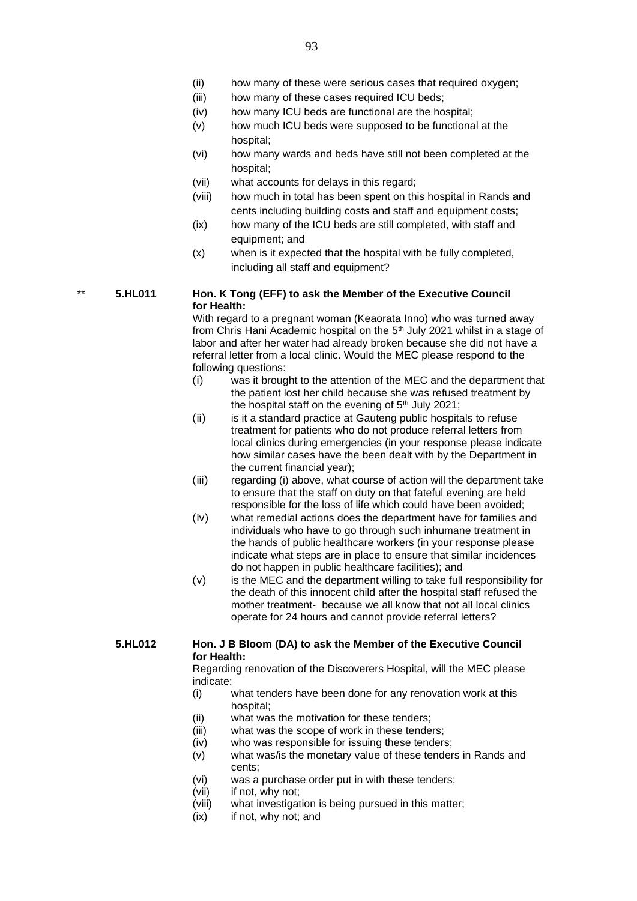(ii) how many of these were serious cases that required oxygen;
(iii) how many of these cases required ICU beds;
(iv) how many ICU beds are functional are the hospital;
(v) how much ICU beds were supposed to be functional at the hospital;
(vi) how many wards and beds have still not been completed at the hospital;
(vii) what accounts for delays in this regard;
(viii) how much in total has been spent on this hospital in Rands and cents including building costs and staff and equipment costs;
(ix) how many of the ICU beds are still completed, with staff and equipment; and
(x) when is it expected that the hospital with be fully completed, including all staff and equipment?

** **5.HL011** **Hon. K Tong (EFF) to ask the Member of the Executive Council for Health:**

With regard to a pregnant woman (Keaorata Inno) who was turned away from Chris Hani Academic hospital on the 5th July 2021 whilst in a stage of labor and after her water had already broken because she did not have a referral letter from a local clinic. Would the MEC please respond to the following questions:

(i) was it brought to the attention of the MEC and the department that the patient lost her child because she was refused treatment by the hospital staff on the evening of 5th July 2021;
(ii) is it a standard practice at Gauteng public hospitals to refuse treatment for patients who do not produce referral letters from local clinics during emergencies (in your response please indicate how similar cases have the been dealt with by the Department in the current financial year);
(iii) regarding (i) above, what course of action will the department take to ensure that the staff on duty on that fateful evening are held responsible for the loss of life which could have been avoided;
(iv) what remedial actions does the department have for families and individuals who have to go through such inhumane treatment in the hands of public healthcare workers (in your response please indicate what steps are in place to ensure that similar incidences do not happen in public healthcare facilities); and
(v) is the MEC and the department willing to take full responsibility for the death of this innocent child after the hospital staff refused the mother treatment- because we all know that not all local clinics operate for 24 hours and cannot provide referral letters?

**5.HL012** **Hon. J B Bloom (DA) to ask the Member of the Executive Council for Health:**

Regarding renovation of the Discoverers Hospital, will the MEC please indicate:

(i) what tenders have been done for any renovation work at this hospital;
(ii) what was the motivation for these tenders;
(iii) what was the scope of work in these tenders;
(iv) who was responsible for issuing these tenders;
(v) what was/is the monetary value of these tenders in Rands and cents;
(vi) was a purchase order put in with these tenders;
(vii) if not, why not;
(viii) what investigation is being pursued in this matter;
(ix) if not, why not; and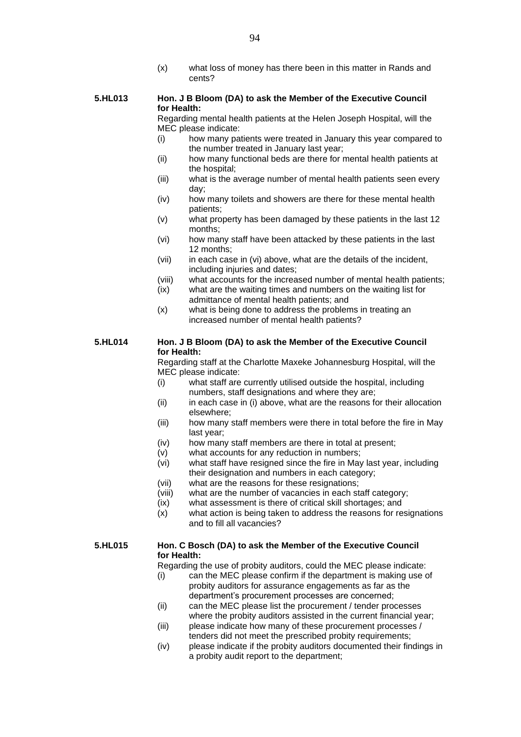(x) what loss of money has there been in this matter in Rands and cents?

**5.HL013** **Hon. J B Bloom (DA) to ask the Member of the Executive Council for Health:**

Regarding mental health patients at the Helen Joseph Hospital, will the MEC please indicate:

(i) how many patients were treated in January this year compared to the number treated in January last year;
(ii) how many functional beds are there for mental health patients at the hospital;
(iii) what is the average number of mental health patients seen every day;
(iv) how many toilets and showers are there for these mental health patients;
(v) what property has been damaged by these patients in the last 12 months;
(vi) how many staff have been attacked by these patients in the last 12 months;
(vii) in each case in (vi) above, what are the details of the incident, including injuries and dates;
(viii) what accounts for the increased number of mental health patients;
(ix) what are the waiting times and numbers on the waiting list for admittance of mental health patients; and
(x) what is being done to address the problems in treating an increased number of mental health patients?

**5.HL014** **Hon. J B Bloom (DA) to ask the Member of the Executive Council for Health:**

Regarding staff at the Charlotte Maxeke Johannesburg Hospital, will the MEC please indicate:

(i) what staff are currently utilised outside the hospital, including numbers, staff designations and where they are;
(ii) in each case in (i) above, what are the reasons for their allocation elsewhere;
(iii) how many staff members were there in total before the fire in May last year;
(iv) how many staff members are there in total at present;
(v) what accounts for any reduction in numbers;
(vi) what staff have resigned since the fire in May last year, including their designation and numbers in each category;
(vii) what are the reasons for these resignations;
(viii) what are the number of vacancies in each staff category;
(ix) what assessment is there of critical skill shortages; and
(x) what action is being taken to address the reasons for resignations and to fill all vacancies?

**5.HL015** **Hon. C Bosch (DA) to ask the Member of the Executive Council for Health:**

Regarding the use of probity auditors, could the MEC please indicate:

(i) can the MEC please confirm if the department is making use of probity auditors for assurance engagements as far as the department's procurement processes are concerned;
(ii) can the MEC please list the procurement / tender processes where the probity auditors assisted in the current financial year;
(iii) please indicate how many of these procurement processes / tenders did not meet the prescribed probity requirements;
(iv) please indicate if the probity auditors documented their findings in a probity audit report to the department;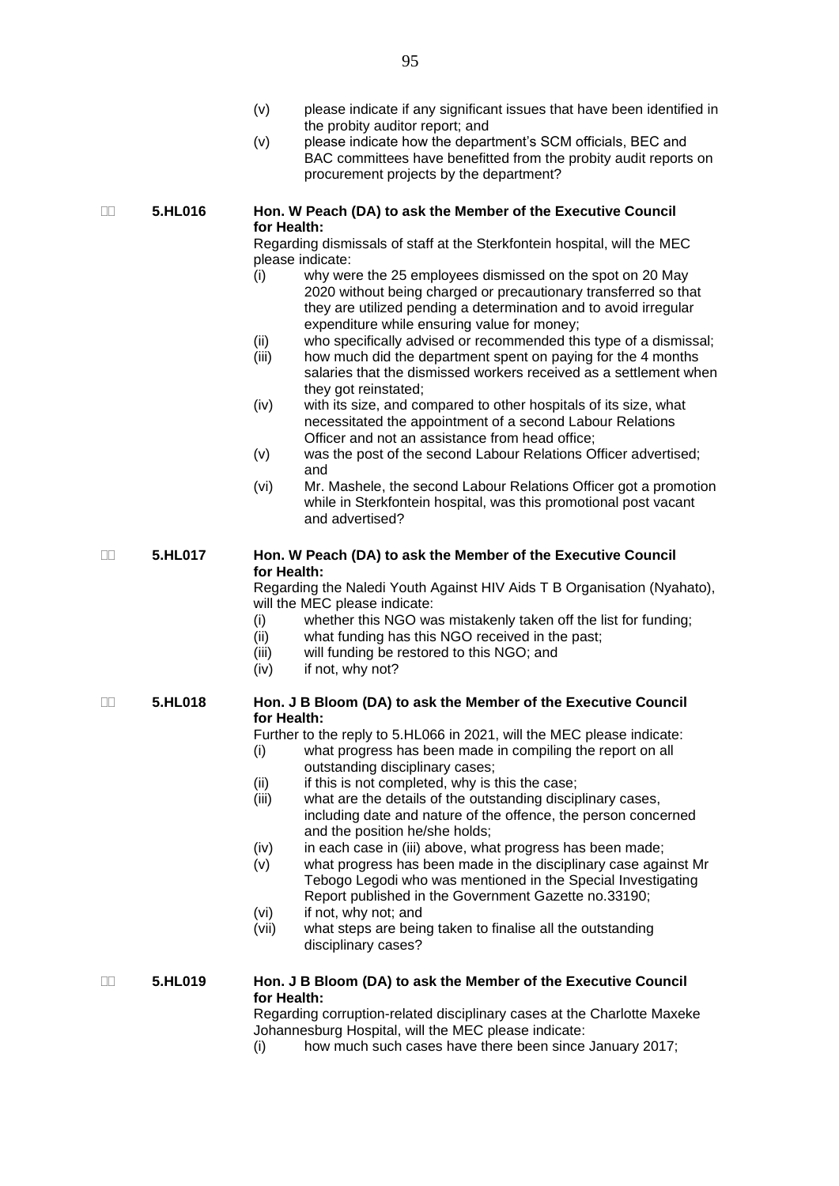(v) please indicate if any significant issues that have been identified in the probity auditor report; and

(v) please indicate how the department's SCM officials, BEC and BAC committees have benefitted from the probity audit reports on procurement projects by the department?

**5.HL016 Hon. W Peach (DA) to ask the Member of the Executive Council for Health:**

Regarding dismissals of staff at the Sterkfontein hospital, will the MEC please indicate:

(i) why were the 25 employees dismissed on the spot on 20 May 2020 without being charged or precautionary transferred so that they are utilized pending a determination and to avoid irregular expenditure while ensuring value for money;

(ii) who specifically advised or recommended this type of a dismissal;

(iii) how much did the department spent on paying for the 4 months salaries that the dismissed workers received as a settlement when they got reinstated;

(iv) with its size, and compared to other hospitals of its size, what necessitated the appointment of a second Labour Relations Officer and not an assistance from head office;

(v) was the post of the second Labour Relations Officer advertised; and

(vi) Mr. Mashele, the second Labour Relations Officer got a promotion while in Sterkfontein hospital, was this promotional post vacant and advertised?

**5.HL017 Hon. W Peach (DA) to ask the Member of the Executive Council for Health:**

Regarding the Naledi Youth Against HIV Aids T B Organisation (Nyahato), will the MEC please indicate:

(i) whether this NGO was mistakenly taken off the list for funding;

(ii) what funding has this NGO received in the past;

(iii) will funding be restored to this NGO; and

(iv) if not, why not?

**5.HL018 Hon. J B Bloom (DA) to ask the Member of the Executive Council for Health:**

Further to the reply to 5.HL066 in 2021, will the MEC please indicate:

(i) what progress has been made in compiling the report on all outstanding disciplinary cases;

(ii) if this is not completed, why is this the case;

(iii) what are the details of the outstanding disciplinary cases, including date and nature of the offence, the person concerned and the position he/she holds;

(iv) in each case in (iii) above, what progress has been made;

(v) what progress has been made in the disciplinary case against Mr Tebogo Legodi who was mentioned in the Special Investigating Report published in the Government Gazette no.33190;

(vi) if not, why not; and

(vii) what steps are being taken to finalise all the outstanding disciplinary cases?

**5.HL019 Hon. J B Bloom (DA) to ask the Member of the Executive Council for Health:**

Regarding corruption-related disciplinary cases at the Charlotte Maxeke Johannesburg Hospital, will the MEC please indicate:

(i) how much such cases have there been since January 2017;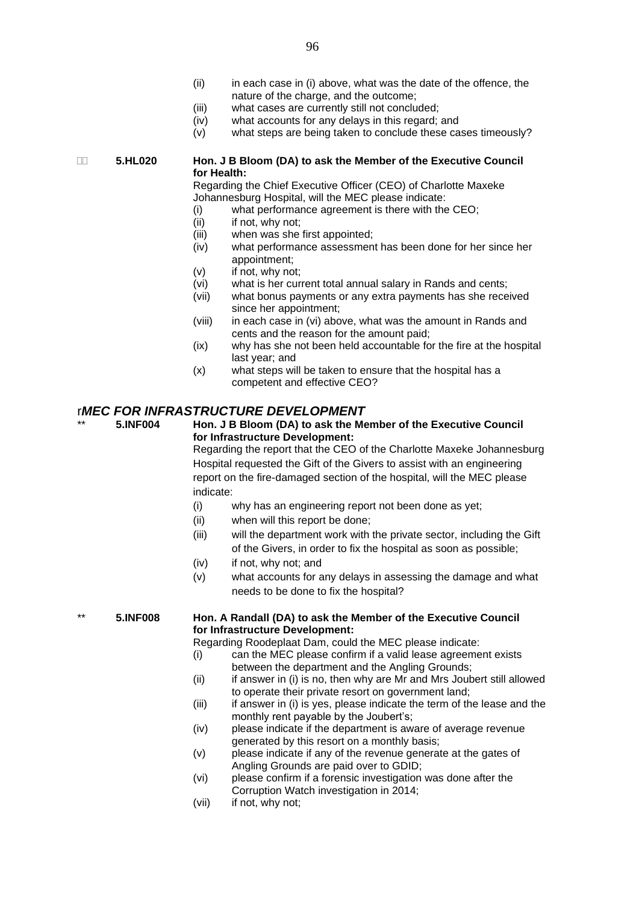(ii) in each case in (i) above, what was the date of the offence, the nature of the charge, and the outcome;
(iii) what cases are currently still not concluded;
(iv) what accounts for any delays in this regard; and
(v) what steps are being taken to conclude these cases timeously?

**5.HL020** **Hon. J B Bloom (DA) to ask the Member of the Executive Council for Health:**

Regarding the Chief Executive Officer (CEO) of Charlotte Maxeke Johannesburg Hospital, will the MEC please indicate:

(i) what performance agreement is there with the CEO;
(ii) if not, why not;
(iii) when was she first appointed;
(iv) what performance assessment has been done for her since her appointment;
(v) if not, why not;
(vi) what is her current total annual salary in Rands and cents;
(vii) what bonus payments or any extra payments has she received since her appointment;
(viii) in each case in (vi) above, what was the amount in Rands and cents and the reason for the amount paid;
(ix) why has she not been held accountable for the fire at the hospital last year; and
(x) what steps will be taken to ensure that the hospital has a competent and effective CEO?

## r*MEC FOR INFRASTRUCTURE DEVELOPMENT*

** **5.INF004** **Hon. J B Bloom (DA) to ask the Member of the Executive Council for Infrastructure Development:**

Regarding the report that the CEO of the Charlotte Maxeke Johannesburg Hospital requested the Gift of the Givers to assist with an engineering report on the fire-damaged section of the hospital, will the MEC please indicate:

(i) why has an engineering report not been done as yet;
(ii) when will this report be done;
(iii) will the department work with the private sector, including the Gift of the Givers, in order to fix the hospital as soon as possible;
(iv) if not, why not; and
(v) what accounts for any delays in assessing the damage and what needs to be done to fix the hospital?

** **5.INF008** **Hon. A Randall (DA) to ask the Member of the Executive Council for Infrastructure Development:**

Regarding Roodeplaat Dam, could the MEC please indicate:

(i) can the MEC please confirm if a valid lease agreement exists between the department and the Angling Grounds;
(ii) if answer in (i) is no, then why are Mr and Mrs Joubert still allowed to operate their private resort on government land;
(iii) if answer in (i) is yes, please indicate the term of the lease and the monthly rent payable by the Joubert's;
(iv) please indicate if the department is aware of average revenue generated by this resort on a monthly basis;
(v) please indicate if any of the revenue generate at the gates of Angling Grounds are paid over to GDID;
(vi) please confirm if a forensic investigation was done after the Corruption Watch investigation in 2014;
(vii) if not, why not;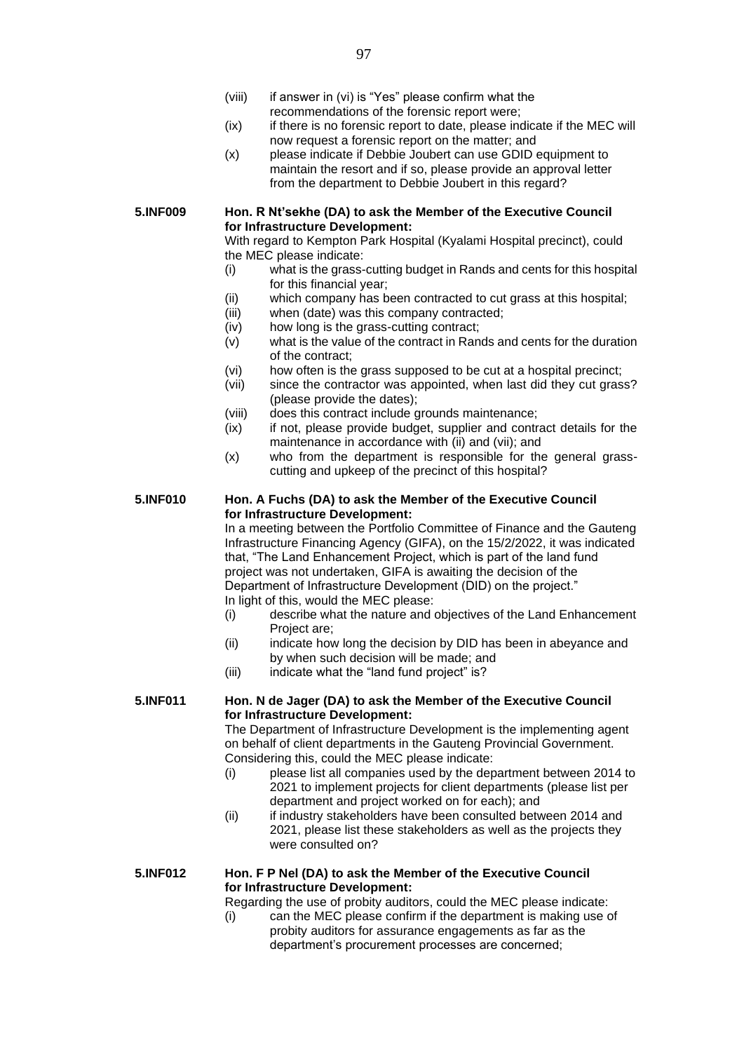(viii) if answer in (vi) is "Yes" please confirm what the recommendations of the forensic report were;

(ix) if there is no forensic report to date, please indicate if the MEC will now request a forensic report on the matter; and

(x) please indicate if Debbie Joubert can use GDID equipment to maintain the resort and if so, please provide an approval letter from the department to Debbie Joubert in this regard?

**5.INF009** **Hon. R Nt'sekhe (DA) to ask the Member of the Executive Council for Infrastructure Development:**

With regard to Kempton Park Hospital (Kyalami Hospital precinct), could the MEC please indicate:

(i) what is the grass-cutting budget in Rands and cents for this hospital for this financial year;

(ii) which company has been contracted to cut grass at this hospital;

(iii) when (date) was this company contracted;

(iv) how long is the grass-cutting contract;

(v) what is the value of the contract in Rands and cents for the duration of the contract;

(vi) how often is the grass supposed to be cut at a hospital precinct;

(vii) since the contractor was appointed, when last did they cut grass? (please provide the dates);

(viii) does this contract include grounds maintenance;

(ix) if not, please provide budget, supplier and contract details for the maintenance in accordance with (ii) and (vii); and

(x) who from the department is responsible for the general grass-cutting and upkeep of the precinct of this hospital?

**5.INF010** **Hon. A Fuchs (DA) to ask the Member of the Executive Council for Infrastructure Development:**

In a meeting between the Portfolio Committee of Finance and the Gauteng Infrastructure Financing Agency (GIFA), on the 15/2/2022, it was indicated that, "The Land Enhancement Project, which is part of the land fund project was not undertaken, GIFA is awaiting the decision of the Department of Infrastructure Development (DID) on the project."

In light of this, would the MEC please:

(i) describe what the nature and objectives of the Land Enhancement Project are;

(ii) indicate how long the decision by DID has been in abeyance and by when such decision will be made; and

(iii) indicate what the "land fund project" is?

**5.INF011** **Hon. N de Jager (DA) to ask the Member of the Executive Council for Infrastructure Development:**

The Department of Infrastructure Development is the implementing agent on behalf of client departments in the Gauteng Provincial Government. Considering this, could the MEC please indicate:

(i) please list all companies used by the department between 2014 to 2021 to implement projects for client departments (please list per department and project worked on for each); and

(ii) if industry stakeholders have been consulted between 2014 and 2021, please list these stakeholders as well as the projects they were consulted on?

**5.INF012** **Hon. F P Nel (DA) to ask the Member of the Executive Council for Infrastructure Development:**

Regarding the use of probity auditors, could the MEC please indicate:

(i) can the MEC please confirm if the department is making use of probity auditors for assurance engagements as far as the department's procurement processes are concerned;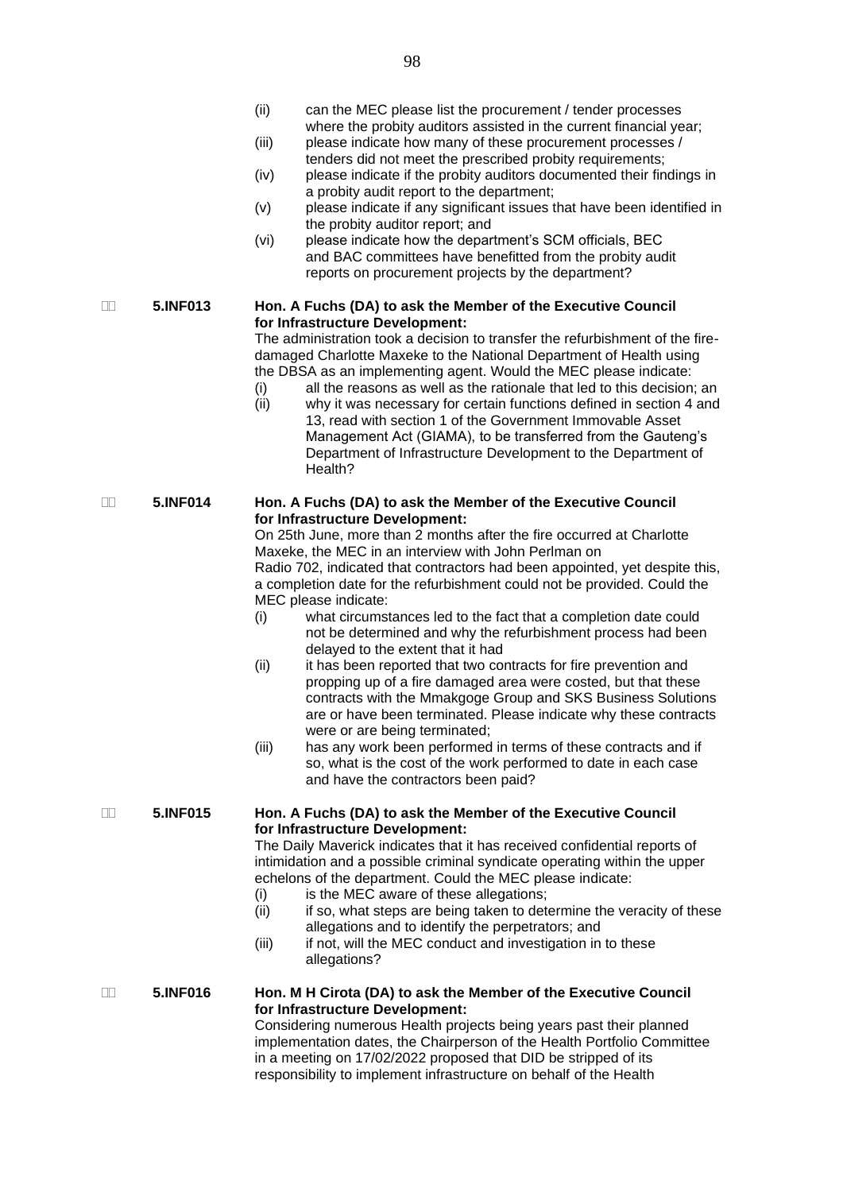(ii) can the MEC please list the procurement / tender processes where the probity auditors assisted in the current financial year;

(iii) please indicate how many of these procurement processes / tenders did not meet the prescribed probity requirements;

(iv) please indicate if the probity auditors documented their findings in a probity audit report to the department;

(v) please indicate if any significant issues that have been identified in the probity auditor report; and

(vi) please indicate how the department's SCM officials, BEC and BAC committees have benefitted from the probity audit reports on procurement projects by the department?

**5.INF013** **Hon. A Fuchs (DA) to ask the Member of the Executive Council for Infrastructure Development:**

The administration took a decision to transfer the refurbishment of the fire-damaged Charlotte Maxeke to the National Department of Health using the DBSA as an implementing agent. Would the MEC please indicate:

(i) all the reasons as well as the rationale that led to this decision; an

(ii) why it was necessary for certain functions defined in section 4 and 13, read with section 1 of the Government Immovable Asset Management Act (GIAMA), to be transferred from the Gauteng's Department of Infrastructure Development to the Department of Health?

**5.INF014** **Hon. A Fuchs (DA) to ask the Member of the Executive Council for Infrastructure Development:**

On 25th June, more than 2 months after the fire occurred at Charlotte Maxeke, the MEC in an interview with John Perlman on Radio 702, indicated that contractors had been appointed, yet despite this, a completion date for the refurbishment could not be provided. Could the MEC please indicate:

(i) what circumstances led to the fact that a completion date could not be determined and why the refurbishment process had been delayed to the extent that it had

(ii) it has been reported that two contracts for fire prevention and propping up of a fire damaged area were costed, but that these contracts with the Mmakgoge Group and SKS Business Solutions are or have been terminated. Please indicate why these contracts were or are being terminated;

(iii) has any work been performed in terms of these contracts and if so, what is the cost of the work performed to date in each case and have the contractors been paid?

**5.INF015** **Hon. A Fuchs (DA) to ask the Member of the Executive Council for Infrastructure Development:**

The Daily Maverick indicates that it has received confidential reports of intimidation and a possible criminal syndicate operating within the upper echelons of the department. Could the MEC please indicate:

(i) is the MEC aware of these allegations;

(ii) if so, what steps are being taken to determine the veracity of these allegations and to identify the perpetrators; and

(iii) if not, will the MEC conduct and investigation in to these allegations?

**5.INF016** **Hon. M H Cirota (DA) to ask the Member of the Executive Council for Infrastructure Development:**

Considering numerous Health projects being years past their planned implementation dates, the Chairperson of the Health Portfolio Committee in a meeting on 17/02/2022 proposed that DID be stripped of its responsibility to implement infrastructure on behalf of the Health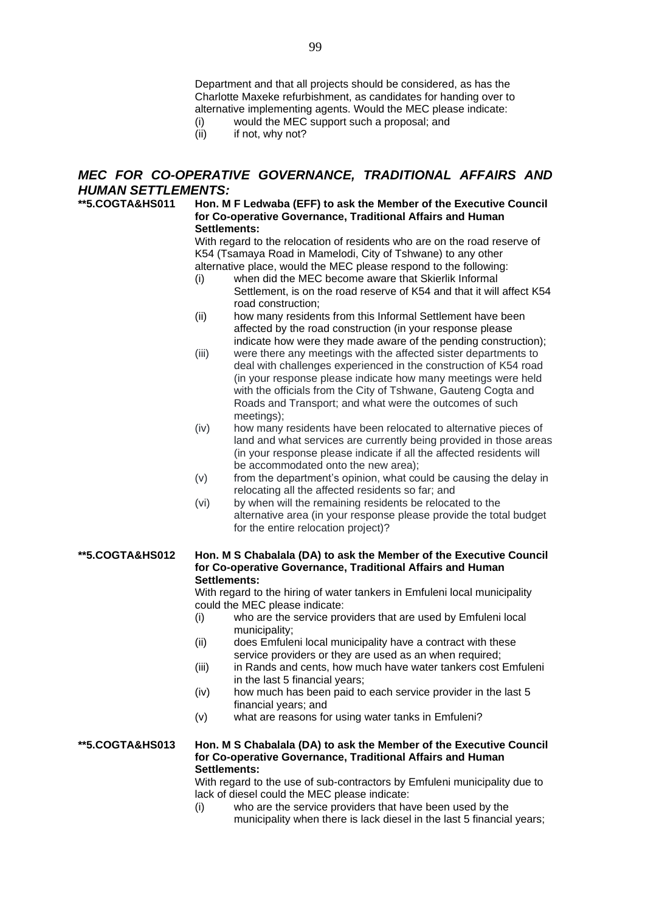Department and that all projects should be considered, as has the Charlotte Maxeke refurbishment, as candidates for handing over to alternative implementing agents. Would the MEC please indicate:

(i) would the MEC support such a proposal; and
(ii) if not, why not?

## *MEC FOR CO-OPERATIVE GOVERNANCE, TRADITIONAL AFFAIRS AND HUMAN SETTLEMENTS:*

**\*\*5.COGTA&HS011 Hon. M F Ledwaba (EFF) to ask the Member of the Executive Council for Co-operative Governance, Traditional Affairs and Human Settlements:**

With regard to the relocation of residents who are on the road reserve of K54 (Tsamaya Road in Mamelodi, City of Tshwane) to any other alternative place, would the MEC please respond to the following:

(i) when did the MEC become aware that Skierlik Informal Settlement, is on the road reserve of K54 and that it will affect K54 road construction;
(ii) how many residents from this Informal Settlement have been affected by the road construction (in your response please indicate how were they made aware of the pending construction);
(iii) were there any meetings with the affected sister departments to deal with challenges experienced in the construction of K54 road (in your response please indicate how many meetings were held with the officials from the City of Tshwane, Gauteng Cogta and Roads and Transport; and what were the outcomes of such meetings);
(iv) how many residents have been relocated to alternative pieces of land and what services are currently being provided in those areas (in your response please indicate if all the affected residents will be accommodated onto the new area);
(v) from the department's opinion, what could be causing the delay in relocating all the affected residents so far; and
(vi) by when will the remaining residents be relocated to the alternative area (in your response please provide the total budget for the entire relocation project)?

**\*\*5.COGTA&HS012 Hon. M S Chabalala (DA) to ask the Member of the Executive Council for Co-operative Governance, Traditional Affairs and Human Settlements:**

With regard to the hiring of water tankers in Emfuleni local municipality could the MEC please indicate:

(i) who are the service providers that are used by Emfuleni local municipality;
(ii) does Emfuleni local municipality have a contract with these service providers or they are used as an when required;
(iii) in Rands and cents, how much have water tankers cost Emfuleni in the last 5 financial years;
(iv) how much has been paid to each service provider in the last 5 financial years; and
(v) what are reasons for using water tanks in Emfuleni?

**\*\*5.COGTA&HS013 Hon. M S Chabalala (DA) to ask the Member of the Executive Council for Co-operative Governance, Traditional Affairs and Human Settlements:**

With regard to the use of sub-contractors by Emfuleni municipality due to lack of diesel could the MEC please indicate:

(i) who are the service providers that have been used by the municipality when there is lack diesel in the last 5 financial years;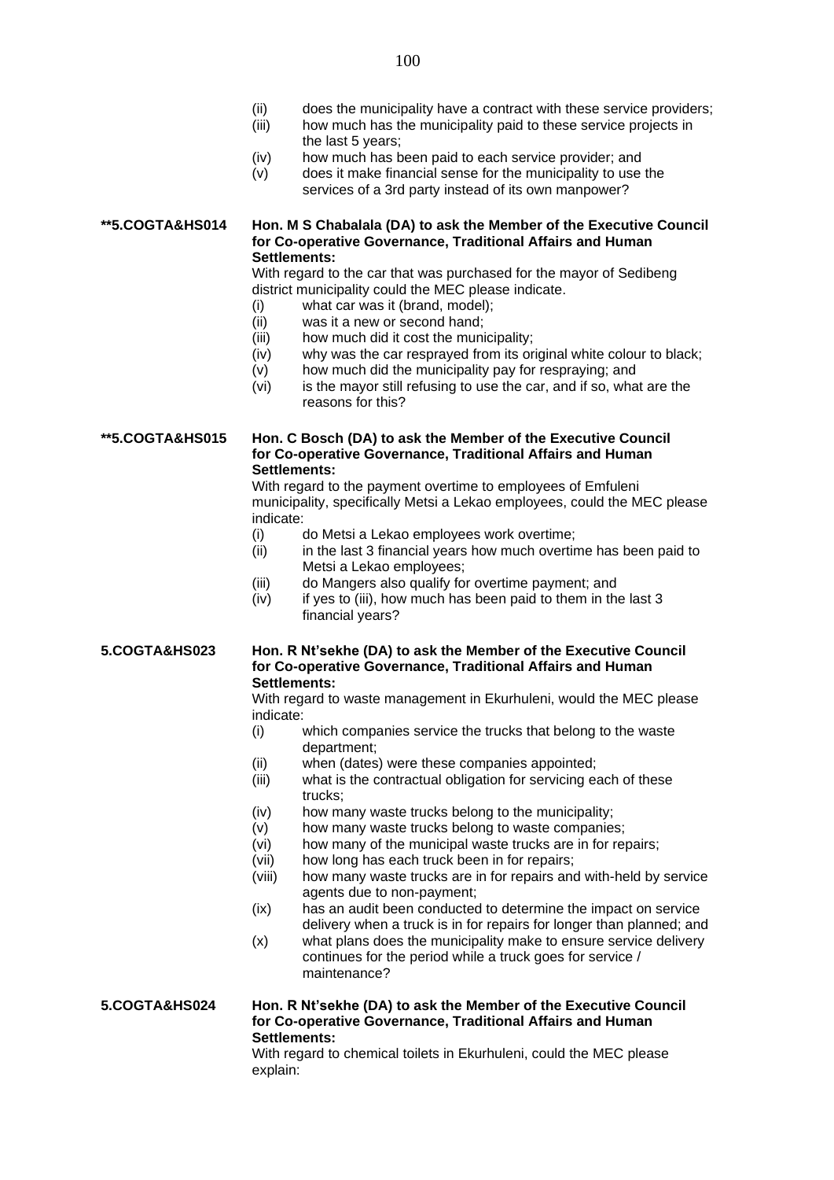(ii) does the municipality have a contract with these service providers;
(iii) how much has the municipality paid to these service projects in the last 5 years;
(iv) how much has been paid to each service provider; and
(v) does it make financial sense for the municipality to use the services of a 3rd party instead of its own manpower?

**\*\*5.COGTA&HS014** **Hon. M S Chabalala (DA) to ask the Member of the Executive Council for Co-operative Governance, Traditional Affairs and Human Settlements:**

With regard to the car that was purchased for the mayor of Sedibeng district municipality could the MEC please indicate.

(i) what car was it (brand, model);
(ii) was it a new or second hand;
(iii) how much did it cost the municipality;
(iv) why was the car resprayed from its original white colour to black;
(v) how much did the municipality pay for respraying; and
(vi) is the mayor still refusing to use the car, and if so, what are the reasons for this?

**\*\*5.COGTA&HS015** **Hon. C Bosch (DA) to ask the Member of the Executive Council for Co-operative Governance, Traditional Affairs and Human Settlements:**

With regard to the payment overtime to employees of Emfuleni municipality, specifically Metsi a Lekao employees, could the MEC please indicate:

(i) do Metsi a Lekao employees work overtime;
(ii) in the last 3 financial years how much overtime has been paid to Metsi a Lekao employees;
(iii) do Mangers also qualify for overtime payment; and
(iv) if yes to (iii), how much has been paid to them in the last 3 financial years?

**5.COGTA&HS023** **Hon. R Nt'sekhe (DA) to ask the Member of the Executive Council for Co-operative Governance, Traditional Affairs and Human Settlements:**

With regard to waste management in Ekurhuleni, would the MEC please indicate:

(i) which companies service the trucks that belong to the waste department;
(ii) when (dates) were these companies appointed;
(iii) what is the contractual obligation for servicing each of these trucks;
(iv) how many waste trucks belong to the municipality;
(v) how many waste trucks belong to waste companies;
(vi) how many of the municipal waste trucks are in for repairs;
(vii) how long has each truck been in for repairs;
(viii) how many waste trucks are in for repairs and with-held by service agents due to non-payment;
(ix) has an audit been conducted to determine the impact on service delivery when a truck is in for repairs for longer than planned; and
(x) what plans does the municipality make to ensure service delivery continues for the period while a truck goes for service / maintenance?

**5.COGTA&HS024** **Hon. R Nt'sekhe (DA) to ask the Member of the Executive Council for Co-operative Governance, Traditional Affairs and Human Settlements:**

With regard to chemical toilets in Ekurhuleni, could the MEC please explain: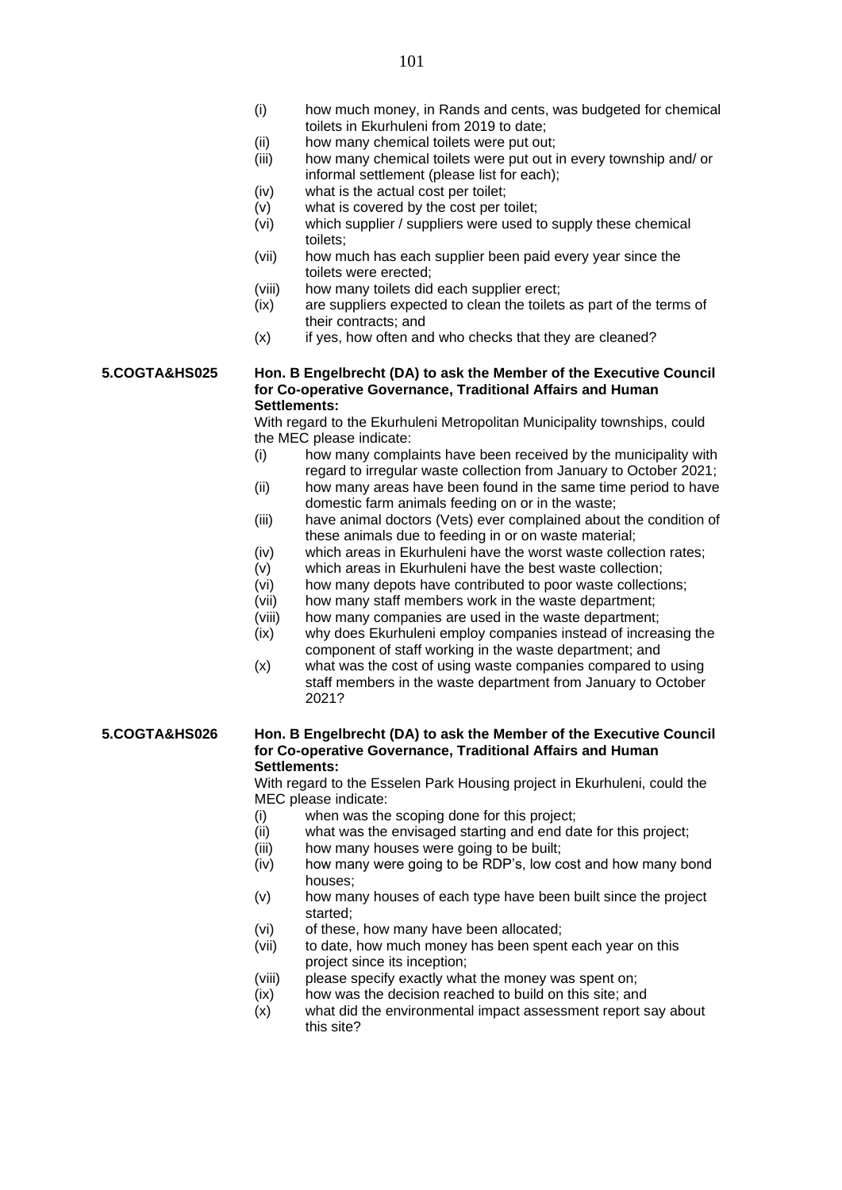(i) how much money, in Rands and cents, was budgeted for chemical toilets in Ekurhuleni from 2019 to date;
(ii) how many chemical toilets were put out;
(iii) how many chemical toilets were put out in every township and/ or informal settlement (please list for each);
(iv) what is the actual cost per toilet;
(v) what is covered by the cost per toilet;
(vi) which supplier / suppliers were used to supply these chemical toilets;
(vii) how much has each supplier been paid every year since the toilets were erected;
(viii) how many toilets did each supplier erect;
(ix) are suppliers expected to clean the toilets as part of the terms of their contracts; and
(x) if yes, how often and who checks that they are cleaned?

**5.COGTA&HS025** **Hon. B Engelbrecht (DA) to ask the Member of the Executive Council for Co-operative Governance, Traditional Affairs and Human Settlements:**

With regard to the Ekurhuleni Metropolitan Municipality townships, could the MEC please indicate:

(i) how many complaints have been received by the municipality with regard to irregular waste collection from January to October 2021;
(ii) how many areas have been found in the same time period to have domestic farm animals feeding on or in the waste;
(iii) have animal doctors (Vets) ever complained about the condition of these animals due to feeding in or on waste material;
(iv) which areas in Ekurhuleni have the worst waste collection rates;
(v) which areas in Ekurhuleni have the best waste collection;
(vi) how many depots have contributed to poor waste collections;
(vii) how many staff members work in the waste department;
(viii) how many companies are used in the waste department;
(ix) why does Ekurhuleni employ companies instead of increasing the component of staff working in the waste department; and
(x) what was the cost of using waste companies compared to using staff members in the waste department from January to October 2021?

**5.COGTA&HS026** **Hon. B Engelbrecht (DA) to ask the Member of the Executive Council for Co-operative Governance, Traditional Affairs and Human Settlements:**

With regard to the Esselen Park Housing project in Ekurhuleni, could the MEC please indicate:

(i) when was the scoping done for this project;
(ii) what was the envisaged starting and end date for this project;
(iii) how many houses were going to be built;
(iv) how many were going to be RDP's, low cost and how many bond houses;
(v) how many houses of each type have been built since the project started;
(vi) of these, how many have been allocated;
(vii) to date, how much money has been spent each year on this project since its inception;
(viii) please specify exactly what the money was spent on;
(ix) how was the decision reached to build on this site; and
(x) what did the environmental impact assessment report say about this site?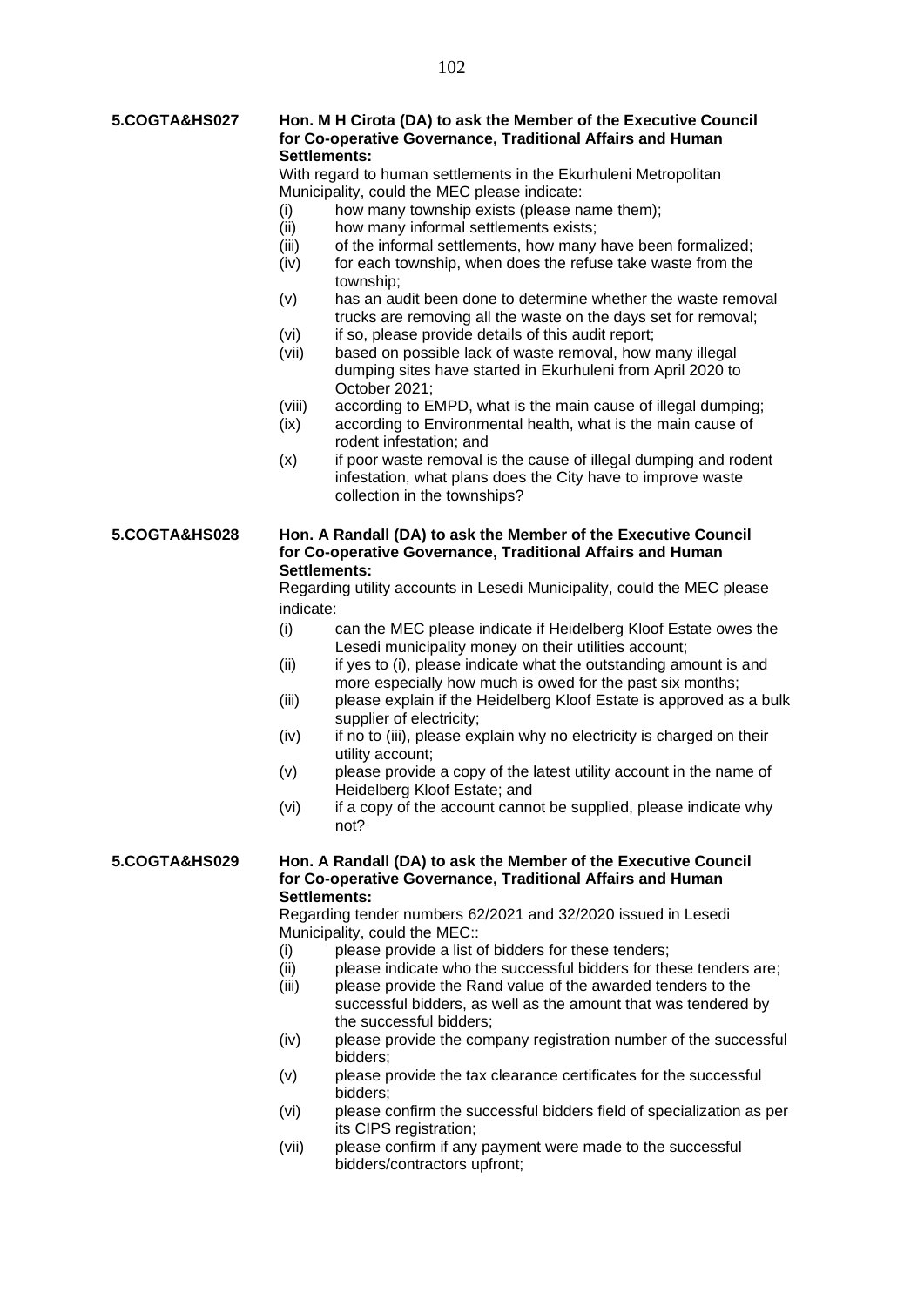**5.COGTA&HS027** **Hon. M H Cirota (DA) to ask the Member of the Executive Council for Co-operative Governance, Traditional Affairs and Human Settlements:**

With regard to human settlements in the Ekurhuleni Metropolitan Municipality, could the MEC please indicate:

(i) how many township exists (please name them);
(ii) how many informal settlements exists;
(iii) of the informal settlements, how many have been formalized;
(iv) for each township, when does the refuse take waste from the township;
(v) has an audit been done to determine whether the waste removal trucks are removing all the waste on the days set for removal;
(vi) if so, please provide details of this audit report;
(vii) based on possible lack of waste removal, how many illegal dumping sites have started in Ekurhuleni from April 2020 to October 2021;
(viii) according to EMPD, what is the main cause of illegal dumping;
(ix) according to Environmental health, what is the main cause of rodent infestation; and
(x) if poor waste removal is the cause of illegal dumping and rodent infestation, what plans does the City have to improve waste collection in the townships?

**5.COGTA&HS028** **Hon. A Randall (DA) to ask the Member of the Executive Council for Co-operative Governance, Traditional Affairs and Human Settlements:**

Regarding utility accounts in Lesedi Municipality, could the MEC please indicate:

(i) can the MEC please indicate if Heidelberg Kloof Estate owes the Lesedi municipality money on their utilities account;
(ii) if yes to (i), please indicate what the outstanding amount is and more especially how much is owed for the past six months;
(iii) please explain if the Heidelberg Kloof Estate is approved as a bulk supplier of electricity;
(iv) if no to (iii), please explain why no electricity is charged on their utility account;
(v) please provide a copy of the latest utility account in the name of Heidelberg Kloof Estate; and
(vi) if a copy of the account cannot be supplied, please indicate why not?

**5.COGTA&HS029** **Hon. A Randall (DA) to ask the Member of the Executive Council for Co-operative Governance, Traditional Affairs and Human Settlements:**

Regarding tender numbers 62/2021 and 32/2020 issued in Lesedi Municipality, could the MEC::

(i) please provide a list of bidders for these tenders;
(ii) please indicate who the successful bidders for these tenders are;
(iii) please provide the Rand value of the awarded tenders to the successful bidders, as well as the amount that was tendered by the successful bidders;
(iv) please provide the company registration number of the successful bidders;
(v) please provide the tax clearance certificates for the successful bidders;
(vi) please confirm the successful bidders field of specialization as per its CIPS registration;
(vii) please confirm if any payment were made to the successful bidders/contractors upfront;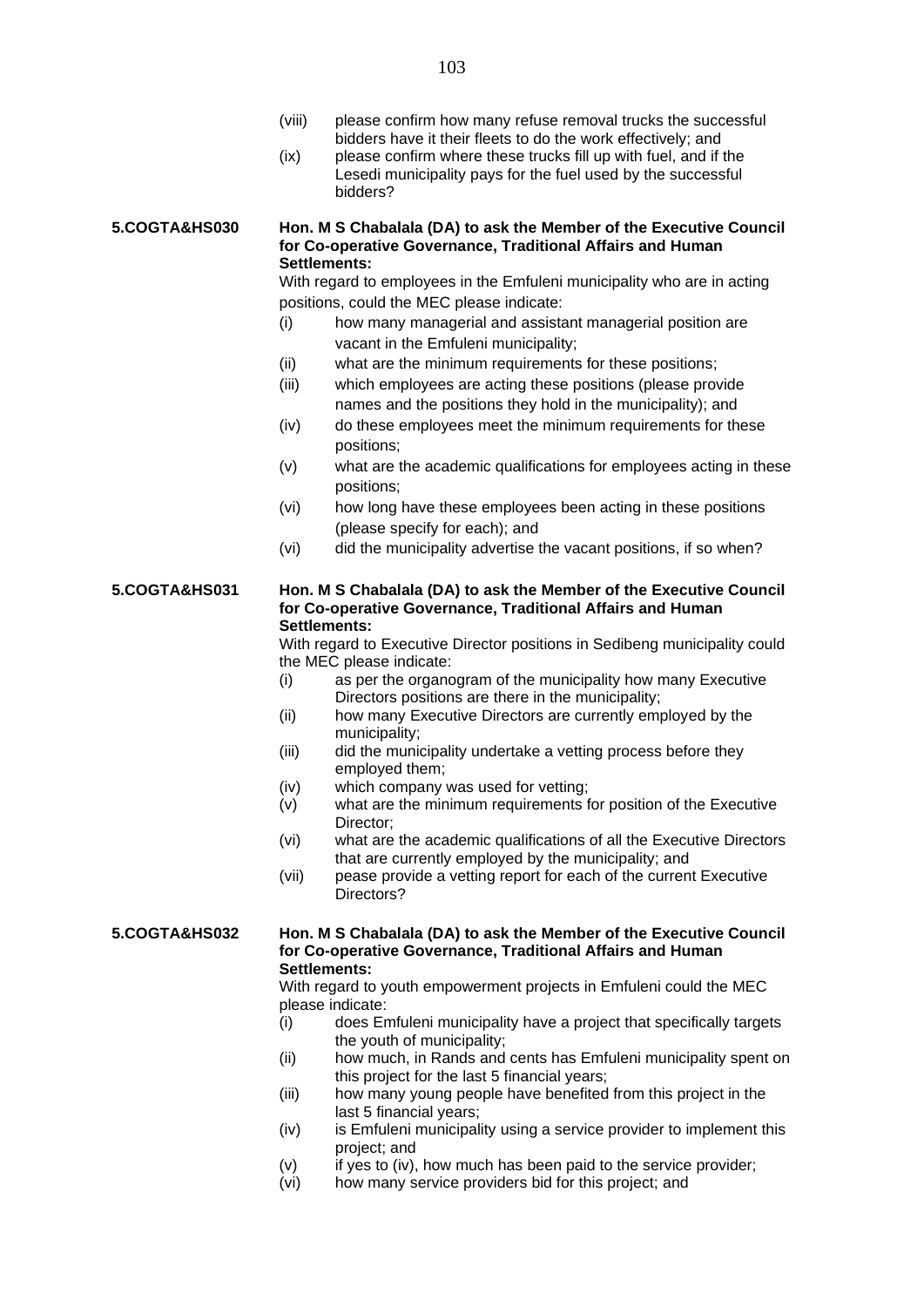(viii) please confirm how many refuse removal trucks the successful bidders have it their fleets to do the work effectively; and

(ix) please confirm where these trucks fill up with fuel, and if the Lesedi municipality pays for the fuel used by the successful bidders?

**5.COGTA&HS030** **Hon. M S Chabalala (DA) to ask the Member of the Executive Council for Co-operative Governance, Traditional Affairs and Human Settlements:**

With regard to employees in the Emfuleni municipality who are in acting positions, could the MEC please indicate:

(i) how many managerial and assistant managerial position are vacant in the Emfuleni municipality;

(ii) what are the minimum requirements for these positions;

(iii) which employees are acting these positions (please provide names and the positions they hold in the municipality); and

(iv) do these employees meet the minimum requirements for these positions;

(v) what are the academic qualifications for employees acting in these positions;

(vi) how long have these employees been acting in these positions (please specify for each); and

(vi) did the municipality advertise the vacant positions, if so when?

**5.COGTA&HS031** **Hon. M S Chabalala (DA) to ask the Member of the Executive Council for Co-operative Governance, Traditional Affairs and Human Settlements:**

With regard to Executive Director positions in Sedibeng municipality could the MEC please indicate:

(i) as per the organogram of the municipality how many Executive Directors positions are there in the municipality;

(ii) how many Executive Directors are currently employed by the municipality;

(iii) did the municipality undertake a vetting process before they employed them;

(iv) which company was used for vetting;

(v) what are the minimum requirements for position of the Executive Director;

(vi) what are the academic qualifications of all the Executive Directors that are currently employed by the municipality; and

(vii) pease provide a vetting report for each of the current Executive Directors?

**5.COGTA&HS032** **Hon. M S Chabalala (DA) to ask the Member of the Executive Council for Co-operative Governance, Traditional Affairs and Human Settlements:**

With regard to youth empowerment projects in Emfuleni could the MEC please indicate:

(i) does Emfuleni municipality have a project that specifically targets the youth of municipality;

(ii) how much, in Rands and cents has Emfuleni municipality spent on this project for the last 5 financial years;

(iii) how many young people have benefited from this project in the last 5 financial years;

(iv) is Emfuleni municipality using a service provider to implement this project; and

(v) if yes to (iv), how much has been paid to the service provider;

(vi) how many service providers bid for this project; and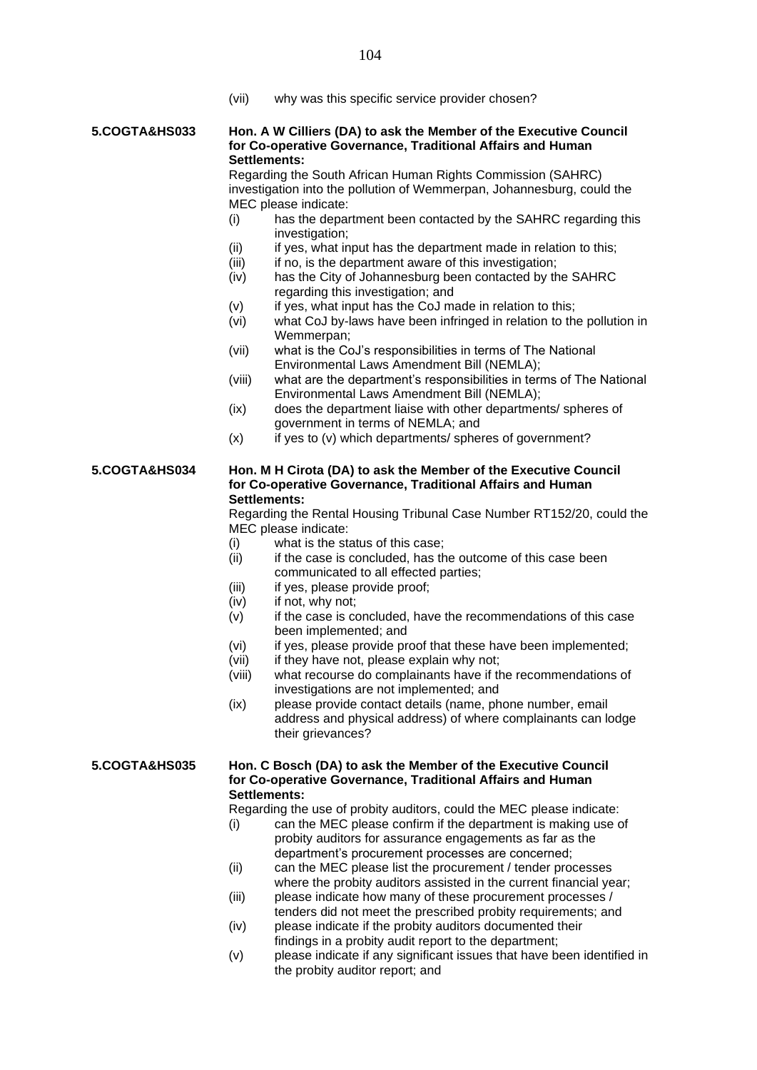(vii) why was this specific service provider chosen?

**5.COGTA&HS033** **Hon. A W Cilliers (DA) to ask the Member of the Executive Council for Co-operative Governance, Traditional Affairs and Human Settlements:**

Regarding the South African Human Rights Commission (SAHRC) investigation into the pollution of Wemmerpan, Johannesburg, could the MEC please indicate:

- (i) has the department been contacted by the SAHRC regarding this investigation;
- (ii) if yes, what input has the department made in relation to this;
- (iii) if no, is the department aware of this investigation;
- (iv) has the City of Johannesburg been contacted by the SAHRC regarding this investigation; and
- (v) if yes, what input has the CoJ made in relation to this;
- (vi) what CoJ by-laws have been infringed in relation to the pollution in Wemmerpan;
- (vii) what is the CoJ's responsibilities in terms of The National Environmental Laws Amendment Bill (NEMLA);
- (viii) what are the department's responsibilities in terms of The National Environmental Laws Amendment Bill (NEMLA);
- (ix) does the department liaise with other departments/ spheres of government in terms of NEMLA; and
- (x) if yes to (v) which departments/ spheres of government?

**5.COGTA&HS034** **Hon. M H Cirota (DA) to ask the Member of the Executive Council for Co-operative Governance, Traditional Affairs and Human Settlements:**

Regarding the Rental Housing Tribunal Case Number RT152/20, could the MEC please indicate:

- (i) what is the status of this case;
- (ii) if the case is concluded, has the outcome of this case been communicated to all effected parties;
- (iii) if yes, please provide proof;
- (iv) if not, why not;
- (v) if the case is concluded, have the recommendations of this case been implemented; and
- (vi) if yes, please provide proof that these have been implemented;
- (vii) if they have not, please explain why not;
- (viii) what recourse do complainants have if the recommendations of investigations are not implemented; and
- (ix) please provide contact details (name, phone number, email address and physical address) of where complainants can lodge their grievances?

**5.COGTA&HS035** **Hon. C Bosch (DA) to ask the Member of the Executive Council for Co-operative Governance, Traditional Affairs and Human Settlements:**

Regarding the use of probity auditors, could the MEC please indicate:

- (i) can the MEC please confirm if the department is making use of probity auditors for assurance engagements as far as the department's procurement processes are concerned;
- (ii) can the MEC please list the procurement / tender processes where the probity auditors assisted in the current financial year;
- (iii) please indicate how many of these procurement processes / tenders did not meet the prescribed probity requirements; and
- (iv) please indicate if the probity auditors documented their findings in a probity audit report to the department;
- (v) please indicate if any significant issues that have been identified in the probity auditor report; and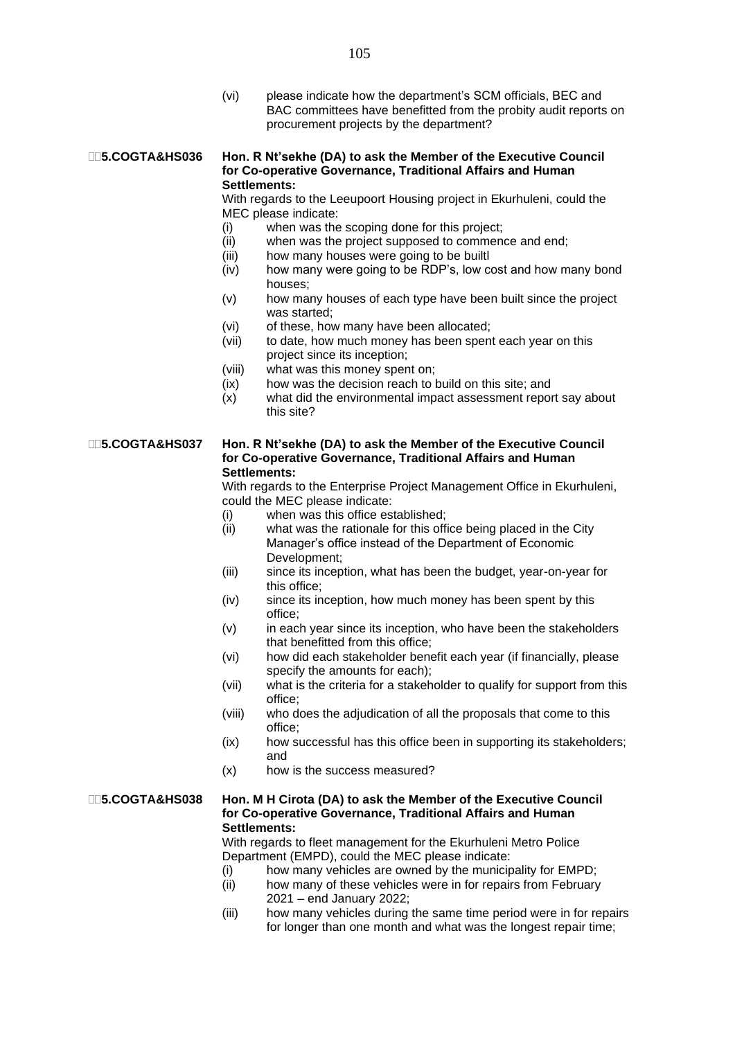(vi) please indicate how the department's SCM officials, BEC and BAC committees have benefitted from the probity audit reports on procurement projects by the department?

**5.COGTA&HS036** **Hon. R Nt'sekhe (DA) to ask the Member of the Executive Council for Co-operative Governance, Traditional Affairs and Human Settlements:**

With regards to the Leeupoort Housing project in Ekurhuleni, could the MEC please indicate:

(i) when was the scoping done for this project;
(ii) when was the project supposed to commence and end;
(iii) how many houses were going to be builtl
(iv) how many were going to be RDP's, low cost and how many bond houses;
(v) how many houses of each type have been built since the project was started;
(vi) of these, how many have been allocated;
(vii) to date, how much money has been spent each year on this project since its inception;
(viii) what was this money spent on;
(ix) how was the decision reach to build on this site; and
(x) what did the environmental impact assessment report say about this site?

**5.COGTA&HS037** **Hon. R Nt'sekhe (DA) to ask the Member of the Executive Council for Co-operative Governance, Traditional Affairs and Human Settlements:**

With regards to the Enterprise Project Management Office in Ekurhuleni, could the MEC please indicate:

(i) when was this office established;
(ii) what was the rationale for this office being placed in the City Manager's office instead of the Department of Economic Development;
(iii) since its inception, what has been the budget, year-on-year for this office;
(iv) since its inception, how much money has been spent by this office;
(v) in each year since its inception, who have been the stakeholders that benefitted from this office;
(vi) how did each stakeholder benefit each year (if financially, please specify the amounts for each);
(vii) what is the criteria for a stakeholder to qualify for support from this office;
(viii) who does the adjudication of all the proposals that come to this office;
(ix) how successful has this office been in supporting its stakeholders; and
(x) how is the success measured?

**5.COGTA&HS038** **Hon. M H Cirota (DA) to ask the Member of the Executive Council for Co-operative Governance, Traditional Affairs and Human Settlements:**

With regards to fleet management for the Ekurhuleni Metro Police Department (EMPD), could the MEC please indicate:

(i) how many vehicles are owned by the municipality for EMPD;
(ii) how many of these vehicles were in for repairs from February 2021 – end January 2022;
(iii) how many vehicles during the same time period were in for repairs for longer than one month and what was the longest repair time;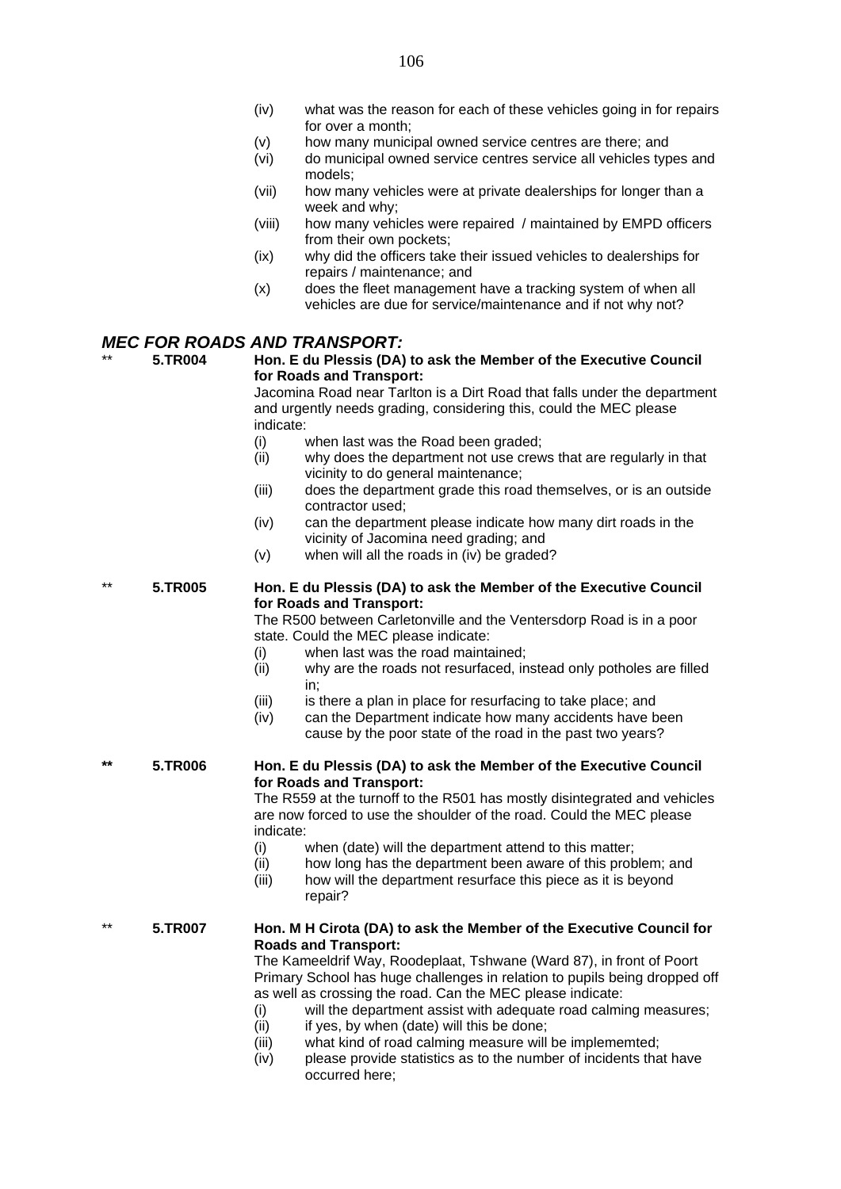(iv) what was the reason for each of these vehicles going in for repairs for over a month;

(v) how many municipal owned service centres are there; and

(vi) do municipal owned service centres service all vehicles types and models;

(vii) how many vehicles were at private dealerships for longer than a week and why;

(viii) how many vehicles were repaired / maintained by EMPD officers from their own pockets;

(ix) why did the officers take their issued vehicles to dealerships for repairs / maintenance; and

(x) does the fleet management have a tracking system of when all vehicles are due for service/maintenance and if not why not?

## *MEC FOR ROADS AND TRANSPORT:*

** **5.TR004** **Hon. E du Plessis (DA) to ask the Member of the Executive Council for Roads and Transport:**

Jacomina Road near Tarlton is a Dirt Road that falls under the department and urgently needs grading, considering this, could the MEC please indicate:

(i) when last was the Road been graded;

(ii) why does the department not use crews that are regularly in that vicinity to do general maintenance;

(iii) does the department grade this road themselves, or is an outside contractor used;

(iv) can the department please indicate how many dirt roads in the vicinity of Jacomina need grading; and

(v) when will all the roads in (iv) be graded?

** **5.TR005** **Hon. E du Plessis (DA) to ask the Member of the Executive Council for Roads and Transport:**

The R500 between Carletonville and the Ventersdorp Road is in a poor state. Could the MEC please indicate:

(i) when last was the road maintained;

(ii) why are the roads not resurfaced, instead only potholes are filled in;

(iii) is there a plan in place for resurfacing to take place; and

(iv) can the Department indicate how many accidents have been cause by the poor state of the road in the past two years?

**** 5.TR006** **Hon. E du Plessis (DA) to ask the Member of the Executive Council for Roads and Transport:**

The R559 at the turnoff to the R501 has mostly disintegrated and vehicles are now forced to use the shoulder of the road. Could the MEC please indicate:

(i) when (date) will the department attend to this matter;

(ii) how long has the department been aware of this problem; and

(iii) how will the department resurface this piece as it is beyond repair?

** **5.TR007** **Hon. M H Cirota (DA) to ask the Member of the Executive Council for Roads and Transport:**

The Kameeldrif Way, Roodeplaat, Tshwane (Ward 87), in front of Poort Primary School has huge challenges in relation to pupils being dropped off as well as crossing the road. Can the MEC please indicate:

(i) will the department assist with adequate road calming measures;

(ii) if yes, by when (date) will this be done;

(iii) what kind of road calming measure will be implememted;

(iv) please provide statistics as to the number of incidents that have occurred here;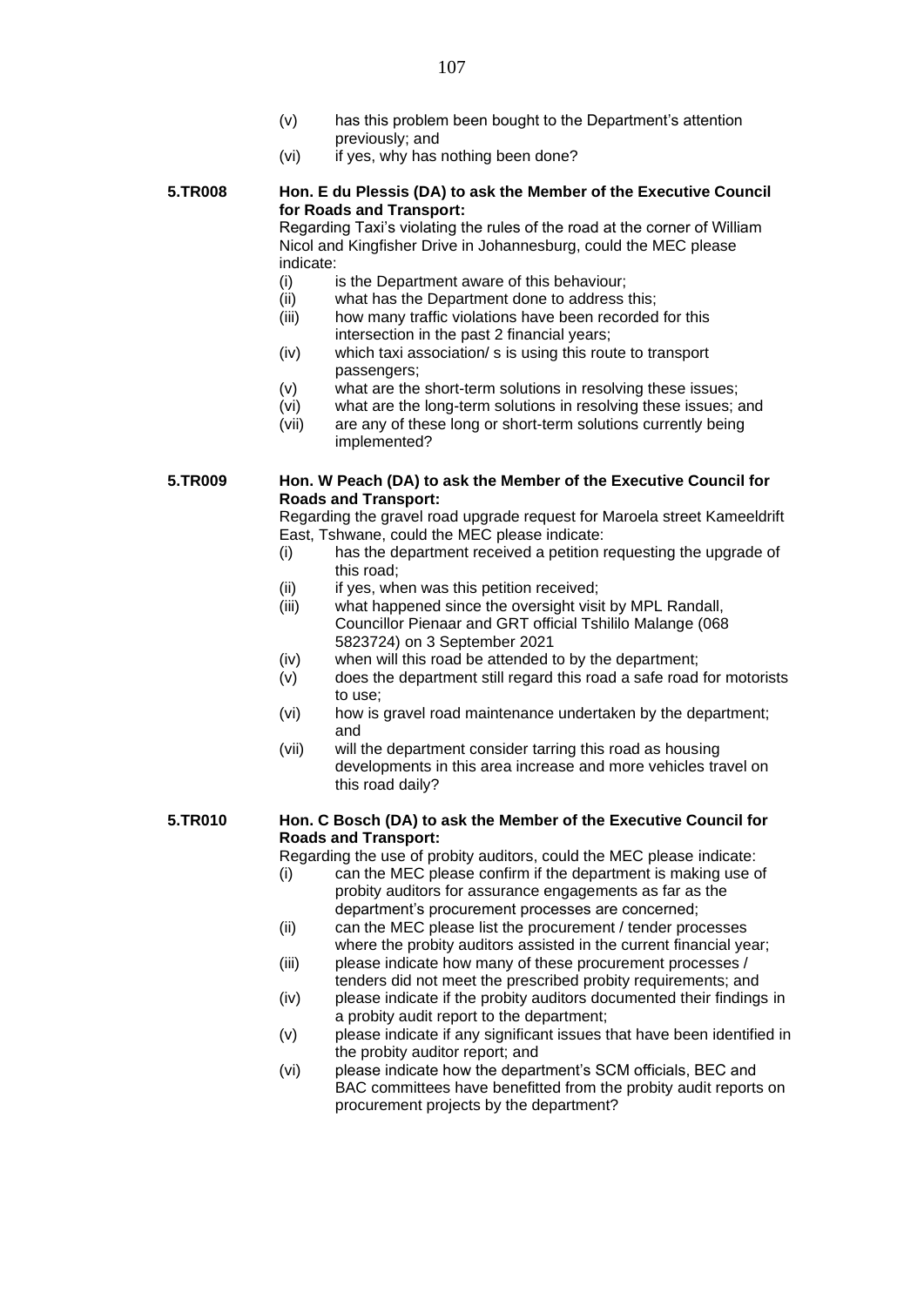(v) has this problem been bought to the Department's attention previously; and

(vi) if yes, why has nothing been done?

**5.TR008** **Hon. E du Plessis (DA) to ask the Member of the Executive Council for Roads and Transport:**

Regarding Taxi's violating the rules of the road at the corner of William Nicol and Kingfisher Drive in Johannesburg, could the MEC please indicate:

(i) is the Department aware of this behaviour;

(ii) what has the Department done to address this;

(iii) how many traffic violations have been recorded for this intersection in the past 2 financial years;

(iv) which taxi association/ s is using this route to transport passengers;

(v) what are the short-term solutions in resolving these issues;

(vi) what are the long-term solutions in resolving these issues; and

(vii) are any of these long or short-term solutions currently being implemented?

**5.TR009** **Hon. W Peach (DA) to ask the Member of the Executive Council for Roads and Transport:**

Regarding the gravel road upgrade request for Maroela street Kameeldrift East, Tshwane, could the MEC please indicate:

(i) has the department received a petition requesting the upgrade of this road;

(ii) if yes, when was this petition received;

(iii) what happened since the oversight visit by MPL Randall, Councillor Pienaar and GRT official Tshililo Malange (068 5823724) on 3 September 2021

(iv) when will this road be attended to by the department;

(v) does the department still regard this road a safe road for motorists to use;

(vi) how is gravel road maintenance undertaken by the department; and

(vii) will the department consider tarring this road as housing developments in this area increase and more vehicles travel on this road daily?

**5.TR010** **Hon. C Bosch (DA) to ask the Member of the Executive Council for Roads and Transport:**

Regarding the use of probity auditors, could the MEC please indicate:

(i) can the MEC please confirm if the department is making use of probity auditors for assurance engagements as far as the department's procurement processes are concerned;

(ii) can the MEC please list the procurement / tender processes where the probity auditors assisted in the current financial year;

(iii) please indicate how many of these procurement processes / tenders did not meet the prescribed probity requirements; and

(iv) please indicate if the probity auditors documented their findings in a probity audit report to the department;

(v) please indicate if any significant issues that have been identified in the probity auditor report; and

(vi) please indicate how the department's SCM officials, BEC and BAC committees have benefitted from the probity audit reports on procurement projects by the department?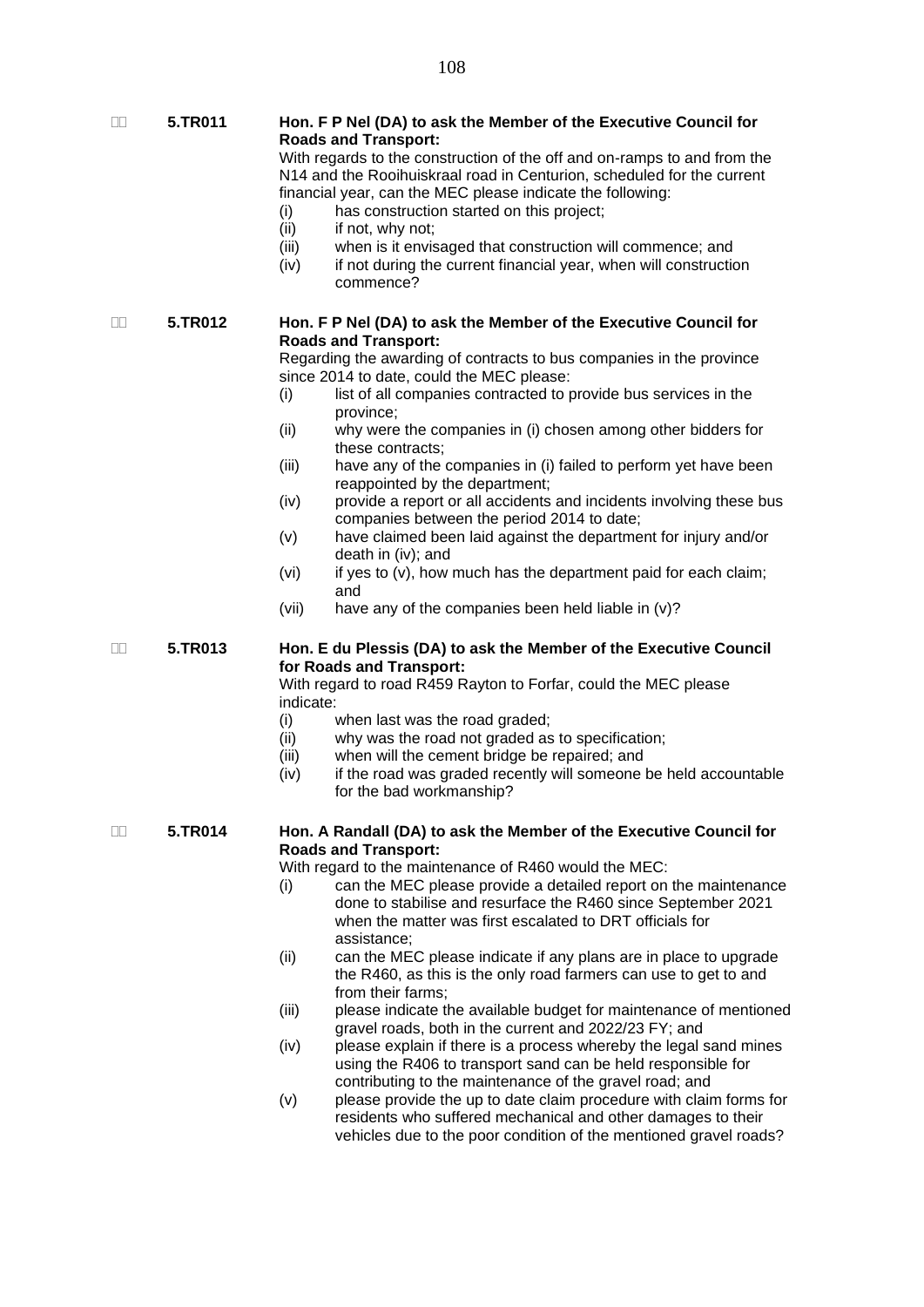**5.TR011** **Hon. F P Nel (DA) to ask the Member of the Executive Council for Roads and Transport:**

With regards to the construction of the off and on-ramps to and from the N14 and the Rooihuiskraal road in Centurion, scheduled for the current financial year, can the MEC please indicate the following:

(i) has construction started on this project;
(ii) if not, why not;
(iii) when is it envisaged that construction will commence; and
(iv) if not during the current financial year, when will construction commence?

**5.TR012** **Hon. F P Nel (DA) to ask the Member of the Executive Council for Roads and Transport:**

Regarding the awarding of contracts to bus companies in the province since 2014 to date, could the MEC please:

(i) list of all companies contracted to provide bus services in the province;
(ii) why were the companies in (i) chosen among other bidders for these contracts;
(iii) have any of the companies in (i) failed to perform yet have been reappointed by the department;
(iv) provide a report or all accidents and incidents involving these bus companies between the period 2014 to date;
(v) have claimed been laid against the department for injury and/or death in (iv); and
(vi) if yes to (v), how much has the department paid for each claim; and
(vii) have any of the companies been held liable in (v)?

**5.TR013** **Hon. E du Plessis (DA) to ask the Member of the Executive Council for Roads and Transport:**

With regard to road R459 Rayton to Forfar, could the MEC please indicate:

(i) when last was the road graded;
(ii) why was the road not graded as to specification;
(iii) when will the cement bridge be repaired; and
(iv) if the road was graded recently will someone be held accountable for the bad workmanship?

**5.TR014** **Hon. A Randall (DA) to ask the Member of the Executive Council for Roads and Transport:**

With regard to the maintenance of R460 would the MEC:

(i) can the MEC please provide a detailed report on the maintenance done to stabilise and resurface the R460 since September 2021 when the matter was first escalated to DRT officials for assistance;
(ii) can the MEC please indicate if any plans are in place to upgrade the R460, as this is the only road farmers can use to get to and from their farms;
(iii) please indicate the available budget for maintenance of mentioned gravel roads, both in the current and 2022/23 FY; and
(iv) please explain if there is a process whereby the legal sand mines using the R406 to transport sand can be held responsible for contributing to the maintenance of the gravel road; and
(v) please provide the up to date claim procedure with claim forms for residents who suffered mechanical and other damages to their vehicles due to the poor condition of the mentioned gravel roads?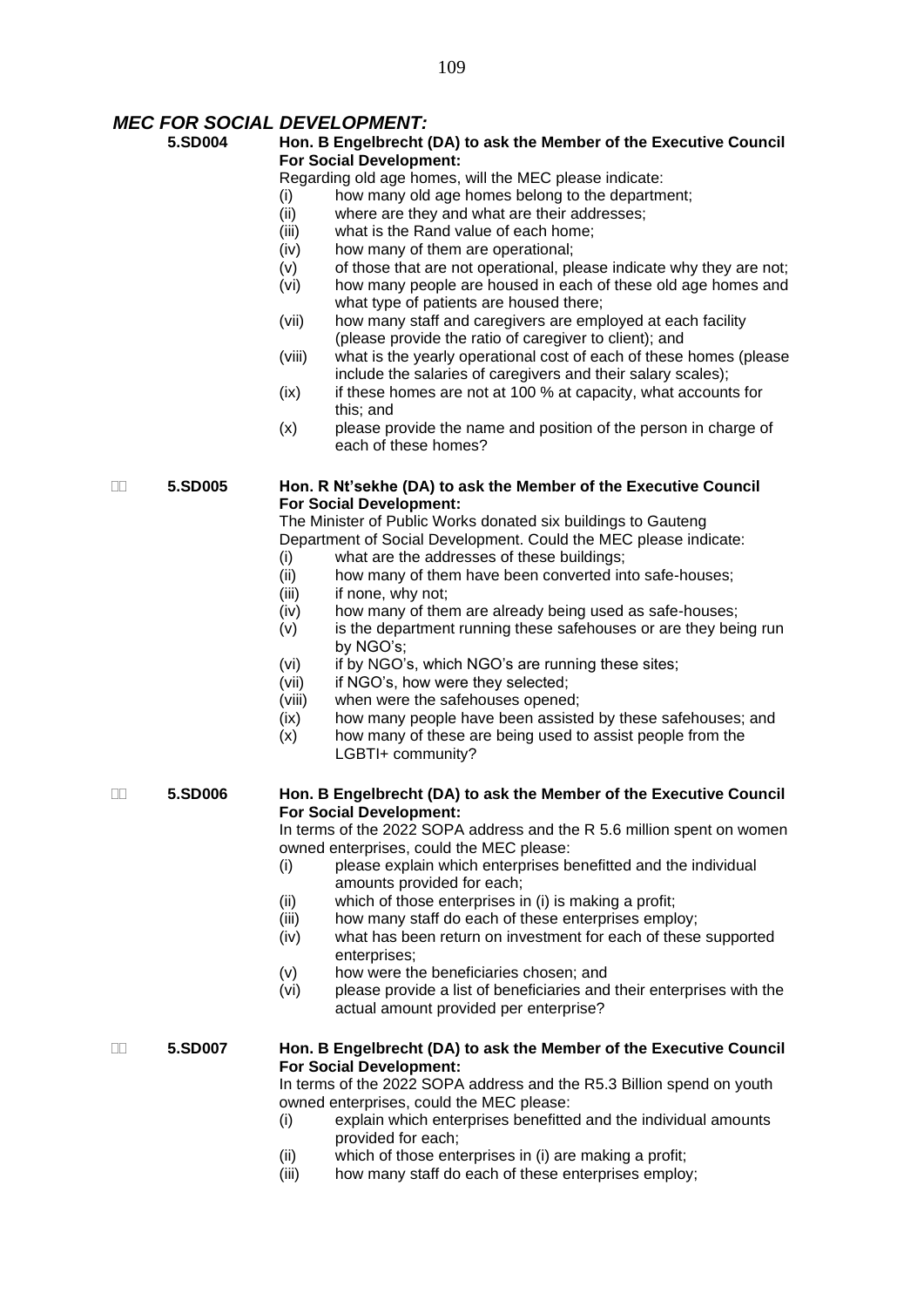## *MEC FOR SOCIAL DEVELOPMENT:*

**5.SD004** **Hon. B Engelbrecht (DA) to ask the Member of the Executive Council For Social Development:**

Regarding old age homes, will the MEC please indicate:

- (i) how many old age homes belong to the department;
- (ii) where are they and what are their addresses;
- (iii) what is the Rand value of each home;
- (iv) how many of them are operational;
- (v) of those that are not operational, please indicate why they are not;
- (vi) how many people are housed in each of these old age homes and what type of patients are housed there;
- (vii) how many staff and caregivers are employed at each facility (please provide the ratio of caregiver to client); and
- (viii) what is the yearly operational cost of each of these homes (please include the salaries of caregivers and their salary scales);
- (ix) if these homes are not at 100 % at capacity, what accounts for this; and
- (x) please provide the name and position of the person in charge of each of these homes?

**5.SD005** **Hon. R Nt'sekhe (DA) to ask the Member of the Executive Council For Social Development:**

The Minister of Public Works donated six buildings to Gauteng Department of Social Development. Could the MEC please indicate:

- (i) what are the addresses of these buildings;
- (ii) how many of them have been converted into safe-houses;
- (iii) if none, why not;
- (iv) how many of them are already being used as safe-houses;
- (v) is the department running these safehouses or are they being run by NGO's;
- (vi) if by NGO's, which NGO's are running these sites;
- (vii) if NGO's, how were they selected;
- (viii) when were the safehouses opened;
- (ix) how many people have been assisted by these safehouses; and
- (x) how many of these are being used to assist people from the LGBTI+ community?

**5.SD006** **Hon. B Engelbrecht (DA) to ask the Member of the Executive Council For Social Development:**

In terms of the 2022 SOPA address and the R 5.6 million spent on women owned enterprises, could the MEC please:

- (i) please explain which enterprises benefitted and the individual amounts provided for each;
- (ii) which of those enterprises in (i) is making a profit;
- (iii) how many staff do each of these enterprises employ;
- (iv) what has been return on investment for each of these supported enterprises;
- (v) how were the beneficiaries chosen; and
- (vi) please provide a list of beneficiaries and their enterprises with the actual amount provided per enterprise?

**5.SD007** **Hon. B Engelbrecht (DA) to ask the Member of the Executive Council For Social Development:**

In terms of the 2022 SOPA address and the R5.3 Billion spend on youth owned enterprises, could the MEC please:

- (i) explain which enterprises benefitted and the individual amounts provided for each;
- (ii) which of those enterprises in (i) are making a profit;
- (iii) how many staff do each of these enterprises employ;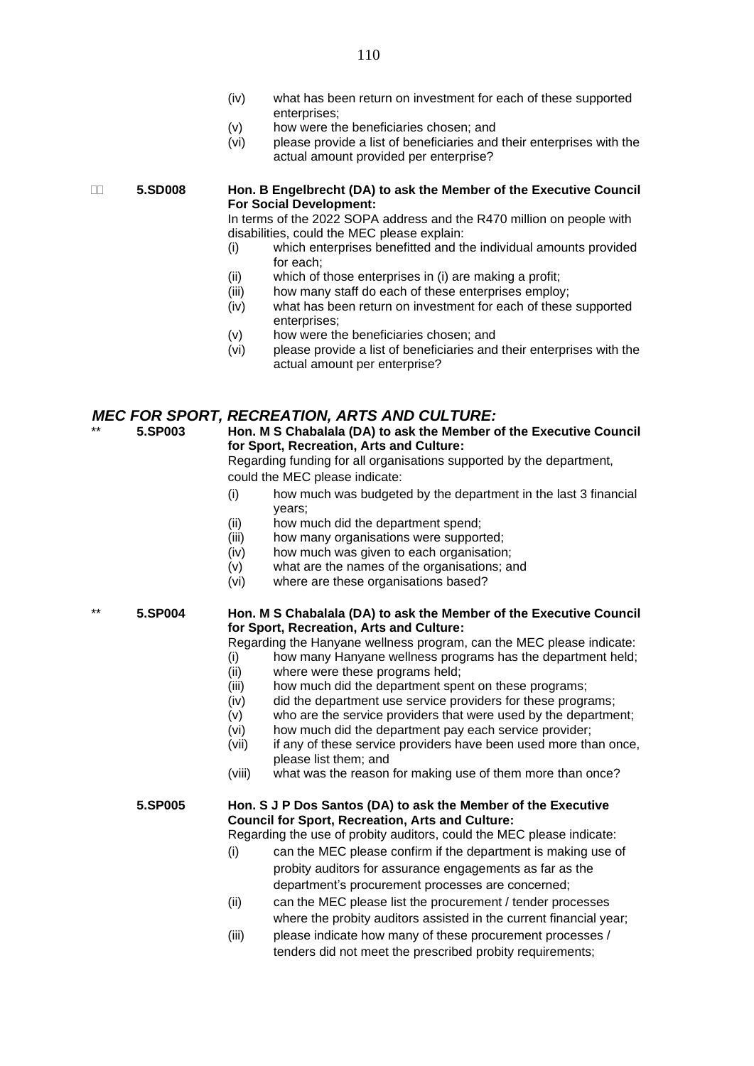(iv) what has been return on investment for each of these supported enterprises;
(v) how were the beneficiaries chosen; and
(vi) please provide a list of beneficiaries and their enterprises with the actual amount provided per enterprise?

**5.SD008** **Hon. B Engelbrecht (DA) to ask the Member of the Executive Council For Social Development:**

In terms of the 2022 SOPA address and the R470 million on people with disabilities, could the MEC please explain:

(i) which enterprises benefitted and the individual amounts provided for each;
(ii) which of those enterprises in (i) are making a profit;
(iii) how many staff do each of these enterprises employ;
(iv) what has been return on investment for each of these supported enterprises;
(v) how were the beneficiaries chosen; and
(vi) please provide a list of beneficiaries and their enterprises with the actual amount per enterprise?

## *MEC FOR SPORT, RECREATION, ARTS AND CULTURE:*

** **5.SP003** **Hon. M S Chabalala (DA) to ask the Member of the Executive Council for Sport, Recreation, Arts and Culture:**

Regarding funding for all organisations supported by the department, could the MEC please indicate:

(i) how much was budgeted by the department in the last 3 financial years;
(ii) how much did the department spend;
(iii) how many organisations were supported;
(iv) how much was given to each organisation;
(v) what are the names of the organisations; and
(vi) where are these organisations based?

** **5.SP004** **Hon. M S Chabalala (DA) to ask the Member of the Executive Council for Sport, Recreation, Arts and Culture:**

Regarding the Hanyane wellness program, can the MEC please indicate:

(i) how many Hanyane wellness programs has the department held;
(ii) where were these programs held;
(iii) how much did the department spent on these programs;
(iv) did the department use service providers for these programs;
(v) who are the service providers that were used by the department;
(vi) how much did the department pay each service provider;
(vii) if any of these service providers have been used more than once, please list them; and
(viii) what was the reason for making use of them more than once?

**5.SP005** **Hon. S J P Dos Santos (DA) to ask the Member of the Executive Council for Sport, Recreation, Arts and Culture:**

Regarding the use of probity auditors, could the MEC please indicate:

(i) can the MEC please confirm if the department is making use of probity auditors for assurance engagements as far as the department's procurement processes are concerned;
(ii) can the MEC please list the procurement / tender processes where the probity auditors assisted in the current financial year;
(iii) please indicate how many of these procurement processes / tenders did not meet the prescribed probity requirements;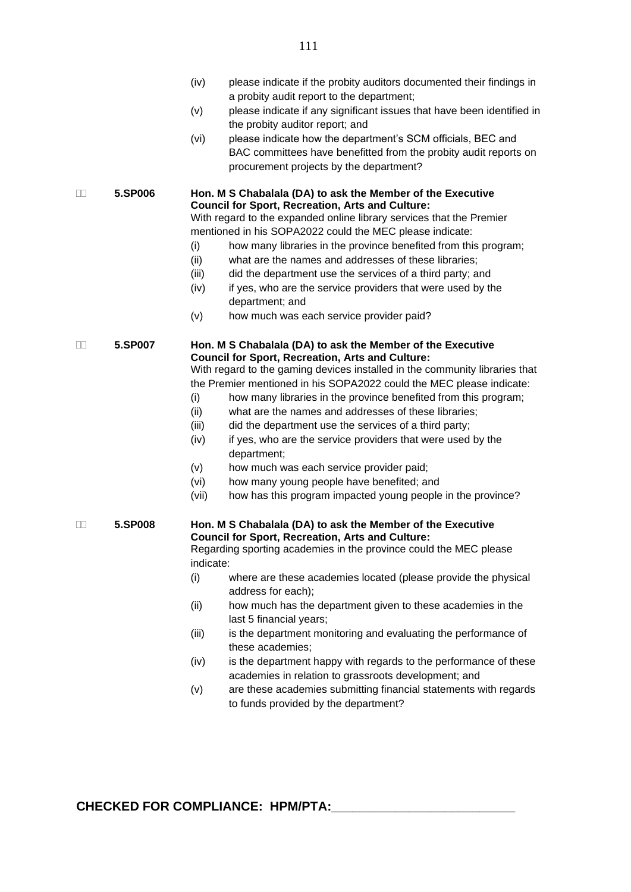(iv) please indicate if the probity auditors documented their findings in a probity audit report to the department;

(v) please indicate if any significant issues that have been identified in the probity auditor report; and

(vi) please indicate how the department's SCM officials, BEC and BAC committees have benefitted from the probity audit reports on procurement projects by the department?

**5.SP006** **Hon. M S Chabalala (DA) to ask the Member of the Executive Council for Sport, Recreation, Arts and Culture:**

With regard to the expanded online library services that the Premier mentioned in his SOPA2022 could the MEC please indicate:

(i) how many libraries in the province benefited from this program;

(ii) what are the names and addresses of these libraries;

(iii) did the department use the services of a third party; and

(iv) if yes, who are the service providers that were used by the department; and

(v) how much was each service provider paid?

**5.SP007** **Hon. M S Chabalala (DA) to ask the Member of the Executive Council for Sport, Recreation, Arts and Culture:**

With regard to the gaming devices installed in the community libraries that the Premier mentioned in his SOPA2022 could the MEC please indicate:

(i) how many libraries in the province benefited from this program;

(ii) what are the names and addresses of these libraries;

(iii) did the department use the services of a third party;

(iv) if yes, who are the service providers that were used by the department;

(v) how much was each service provider paid;

(vi) how many young people have benefited; and

(vii) how has this program impacted young people in the province?

**5.SP008** **Hon. M S Chabalala (DA) to ask the Member of the Executive Council for Sport, Recreation, Arts and Culture:**

Regarding sporting academies in the province could the MEC please indicate:

(i) where are these academies located (please provide the physical address for each);

(ii) how much has the department given to these academies in the last 5 financial years;

(iii) is the department monitoring and evaluating the performance of these academies;

(iv) is the department happy with regards to the performance of these academies in relation to grassroots development; and

(v) are these academies submitting financial statements with regards to funds provided by the department?

**CHECKED FOR COMPLIANCE: HPM/PTA:\_\_\_\_\_\_\_\_\_\_\_\_\_\_\_\_\_\_\_\_\_\_\_\_\_\_\_\_**